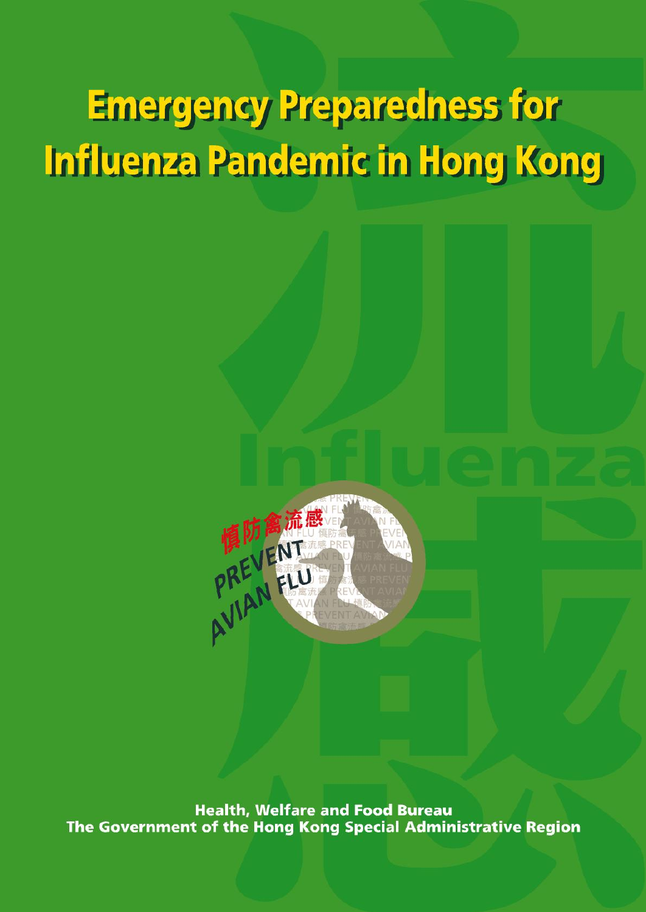# Emergency Preparedness for Influenza Pandemic in Hong Kong

慎防禽流感

PREVENT AVIAN FLU

Health, Welfare and Food Bureau
The Government of the Hong Kong Special Administrative Region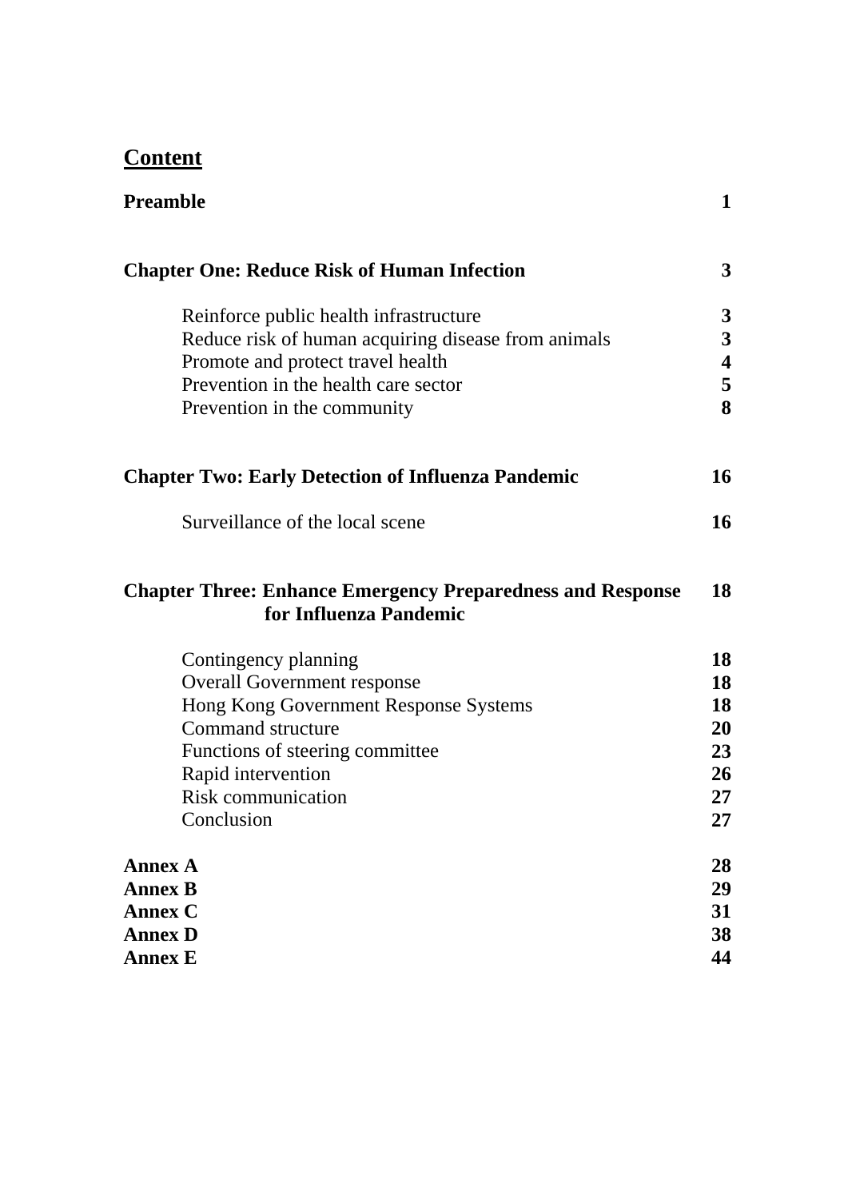## Content

| | |
|---|---|
| **Preamble** | **1** |
| **Chapter One: Reduce Risk of Human Infection** | **3** |
| Reinforce public health infrastructure | **3** |
| Reduce risk of human acquiring disease from animals | **3** |
| Promote and protect travel health | **4** |
| Prevention in the health care sector | **5** |
| Prevention in the community | **8** |
| **Chapter Two: Early Detection of Influenza Pandemic** | **16** |
| Surveillance of the local scene | **16** |
| **Chapter Three: Enhance Emergency Preparedness and Response for Influenza Pandemic** | **18** |
| Contingency planning | **18** |
| Overall Government response | **18** |
| Hong Kong Government Response Systems | **18** |
| Command structure | **20** |
| Functions of steering committee | **23** |
| Rapid intervention | **26** |
| Risk communication | **27** |
| Conclusion | **27** |
| **Annex A** | **28** |
| **Annex B** | **29** |
| **Annex C** | **31** |
| **Annex D** | **38** |
| **Annex E** | **44** |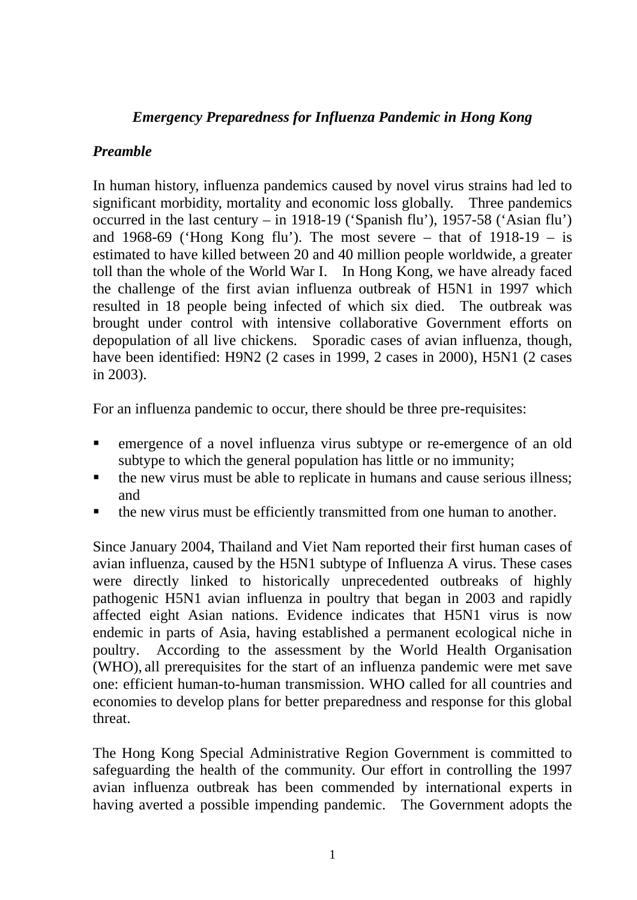*Emergency Preparedness for Influenza Pandemic in Hong Kong*

***Preamble***

In human history, influenza pandemics caused by novel virus strains had led to significant morbidity, mortality and economic loss globally. Three pandemics occurred in the last century – in 1918-19 ('Spanish flu'), 1957-58 ('Asian flu') and 1968-69 ('Hong Kong flu'). The most severe – that of 1918-19 – is estimated to have killed between 20 and 40 million people worldwide, a greater toll than the whole of the World War I. In Hong Kong, we have already faced the challenge of the first avian influenza outbreak of H5N1 in 1997 which resulted in 18 people being infected of which six died. The outbreak was brought under control with intensive collaborative Government efforts on depopulation of all live chickens. Sporadic cases of avian influenza, though, have been identified: H9N2 (2 cases in 1999, 2 cases in 2000), H5N1 (2 cases in 2003).

For an influenza pandemic to occur, there should be three pre-requisites:

- emergence of a novel influenza virus subtype or re-emergence of an old subtype to which the general population has little or no immunity;
- the new virus must be able to replicate in humans and cause serious illness; and
- the new virus must be efficiently transmitted from one human to another.

Since January 2004, Thailand and Viet Nam reported their first human cases of avian influenza, caused by the H5N1 subtype of Influenza A virus. These cases were directly linked to historically unprecedented outbreaks of highly pathogenic H5N1 avian influenza in poultry that began in 2003 and rapidly affected eight Asian nations. Evidence indicates that H5N1 virus is now endemic in parts of Asia, having established a permanent ecological niche in poultry. According to the assessment by the World Health Organisation (WHO), all prerequisites for the start of an influenza pandemic were met save one: efficient human-to-human transmission. WHO called for all countries and economies to develop plans for better preparedness and response for this global threat.

The Hong Kong Special Administrative Region Government is committed to safeguarding the health of the community. Our effort in controlling the 1997 avian influenza outbreak has been commended by international experts in having averted a possible impending pandemic. The Government adopts the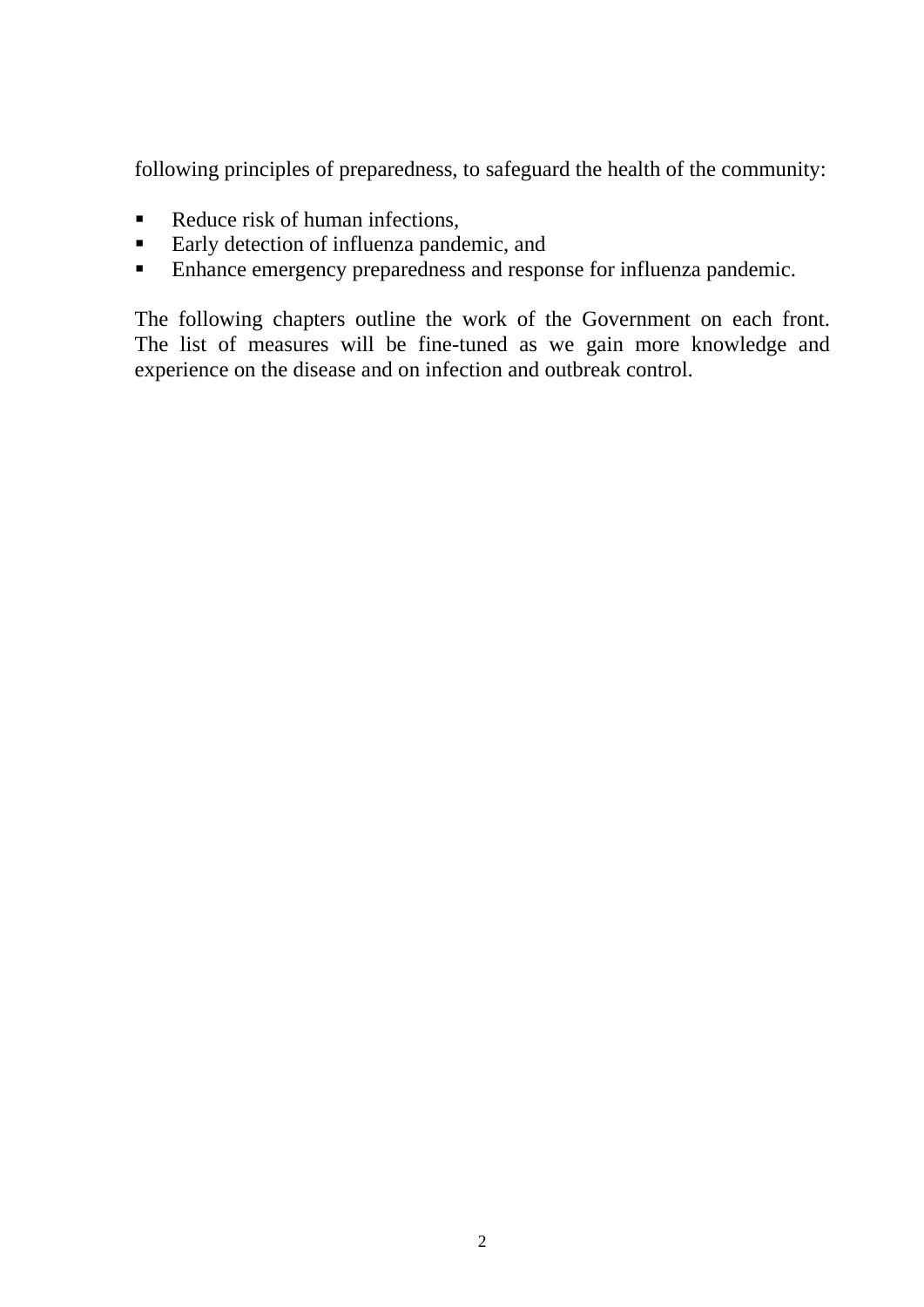following principles of preparedness, to safeguard the health of the community:

- Reduce risk of human infections,
- Early detection of influenza pandemic, and
- Enhance emergency preparedness and response for influenza pandemic.

The following chapters outline the work of the Government on each front. The list of measures will be fine-tuned as we gain more knowledge and experience on the disease and on infection and outbreak control.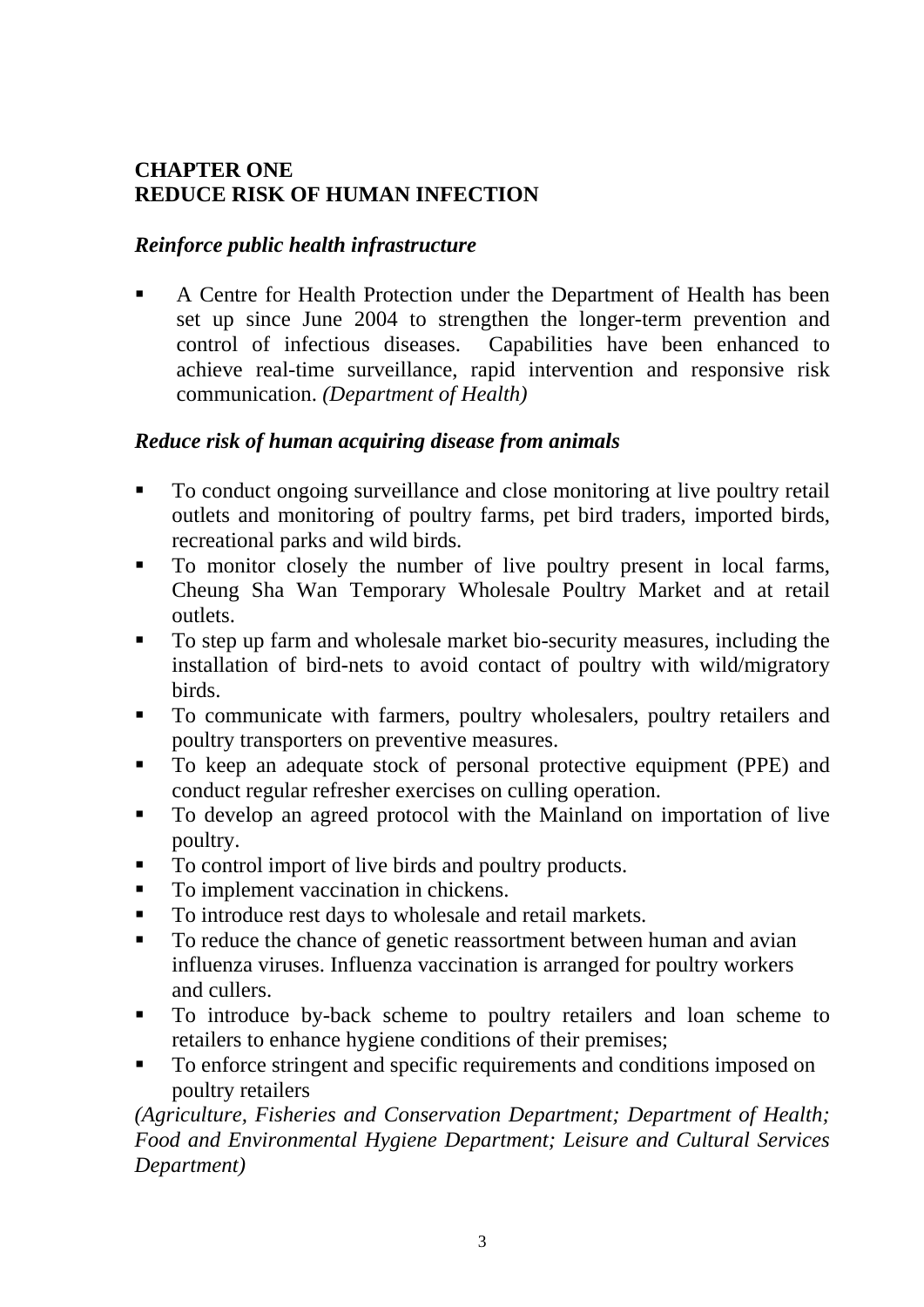# CHAPTER ONE
# REDUCE RISK OF HUMAN INFECTION

### *Reinforce public health infrastructure*

- A Centre for Health Protection under the Department of Health has been set up since June 2004 to strengthen the longer-term prevention and control of infectious diseases. Capabilities have been enhanced to achieve real-time surveillance, rapid intervention and responsive risk communication. *(Department of Health)*

### *Reduce risk of human acquiring disease from animals*

- To conduct ongoing surveillance and close monitoring at live poultry retail outlets and monitoring of poultry farms, pet bird traders, imported birds, recreational parks and wild birds.
- To monitor closely the number of live poultry present in local farms, Cheung Sha Wan Temporary Wholesale Poultry Market and at retail outlets.
- To step up farm and wholesale market bio-security measures, including the installation of bird-nets to avoid contact of poultry with wild/migratory birds.
- To communicate with farmers, poultry wholesalers, poultry retailers and poultry transporters on preventive measures.
- To keep an adequate stock of personal protective equipment (PPE) and conduct regular refresher exercises on culling operation.
- To develop an agreed protocol with the Mainland on importation of live poultry.
- To control import of live birds and poultry products.
- To implement vaccination in chickens.
- To introduce rest days to wholesale and retail markets.
- To reduce the chance of genetic reassortment between human and avian influenza viruses. Influenza vaccination is arranged for poultry workers and cullers.
- To introduce by-back scheme to poultry retailers and loan scheme to retailers to enhance hygiene conditions of their premises;
- To enforce stringent and specific requirements and conditions imposed on poultry retailers

*(Agriculture, Fisheries and Conservation Department; Department of Health; Food and Environmental Hygiene Department; Leisure and Cultural Services Department)*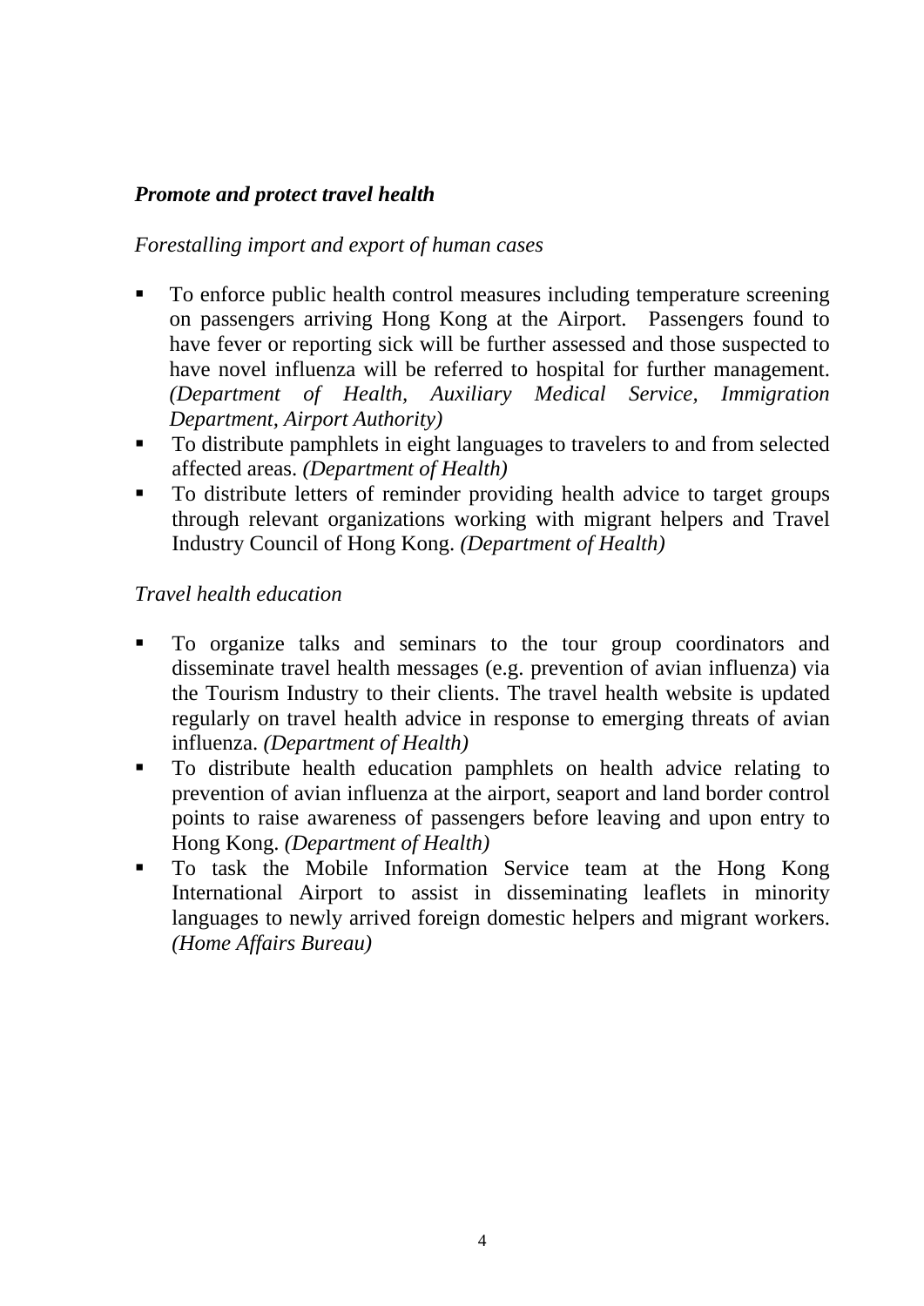***Promote and protect travel health***

*Forestalling import and export of human cases*

- To enforce public health control measures including temperature screening on passengers arriving Hong Kong at the Airport. Passengers found to have fever or reporting sick will be further assessed and those suspected to have novel influenza will be referred to hospital for further management. *(Department of Health, Auxiliary Medical Service, Immigration Department, Airport Authority)*
- To distribute pamphlets in eight languages to travelers to and from selected affected areas. *(Department of Health)*
- To distribute letters of reminder providing health advice to target groups through relevant organizations working with migrant helpers and Travel Industry Council of Hong Kong. *(Department of Health)*

*Travel health education*

- To organize talks and seminars to the tour group coordinators and disseminate travel health messages (e.g. prevention of avian influenza) via the Tourism Industry to their clients. The travel health website is updated regularly on travel health advice in response to emerging threats of avian influenza. *(Department of Health)*
- To distribute health education pamphlets on health advice relating to prevention of avian influenza at the airport, seaport and land border control points to raise awareness of passengers before leaving and upon entry to Hong Kong. *(Department of Health)*
- To task the Mobile Information Service team at the Hong Kong International Airport to assist in disseminating leaflets in minority languages to newly arrived foreign domestic helpers and migrant workers. *(Home Affairs Bureau)*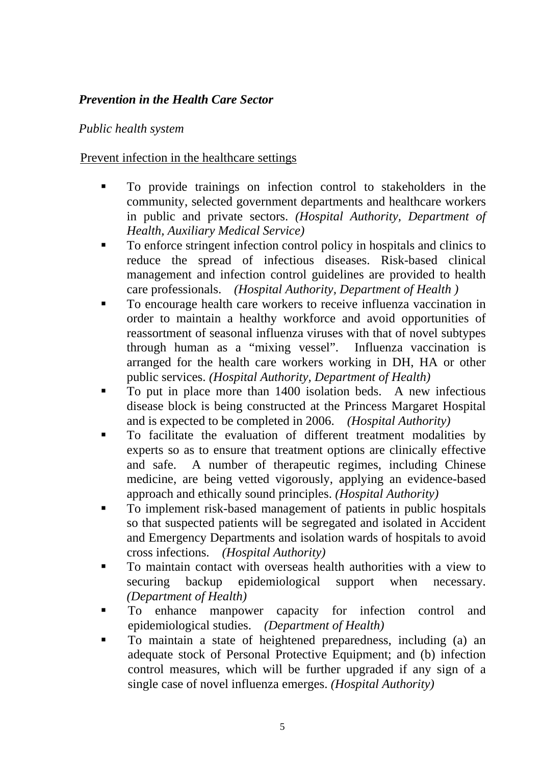***Prevention in the Health Care Sector***

*Public health system*

Prevent infection in the healthcare settings

- To provide trainings on infection control to stakeholders in the community, selected government departments and healthcare workers in public and private sectors. *(Hospital Authority, Department of Health, Auxiliary Medical Service)*
- To enforce stringent infection control policy in hospitals and clinics to reduce the spread of infectious diseases. Risk-based clinical management and infection control guidelines are provided to health care professionals. *(Hospital Authority, Department of Health )*
- To encourage health care workers to receive influenza vaccination in order to maintain a healthy workforce and avoid opportunities of reassortment of seasonal influenza viruses with that of novel subtypes through human as a "mixing vessel". Influenza vaccination is arranged for the health care workers working in DH, HA or other public services. *(Hospital Authority, Department of Health)*
- To put in place more than 1400 isolation beds. A new infectious disease block is being constructed at the Princess Margaret Hospital and is expected to be completed in 2006. *(Hospital Authority)*
- To facilitate the evaluation of different treatment modalities by experts so as to ensure that treatment options are clinically effective and safe. A number of therapeutic regimes, including Chinese medicine, are being vetted vigorously, applying an evidence-based approach and ethically sound principles. *(Hospital Authority)*
- To implement risk-based management of patients in public hospitals so that suspected patients will be segregated and isolated in Accident and Emergency Departments and isolation wards of hospitals to avoid cross infections. *(Hospital Authority)*
- To maintain contact with overseas health authorities with a view to securing backup epidemiological support when necessary. *(Department of Health)*
- To enhance manpower capacity for infection control and epidemiological studies. *(Department of Health)*
- To maintain a state of heightened preparedness, including (a) an adequate stock of Personal Protective Equipment; and (b) infection control measures, which will be further upgraded if any sign of a single case of novel influenza emerges. *(Hospital Authority)*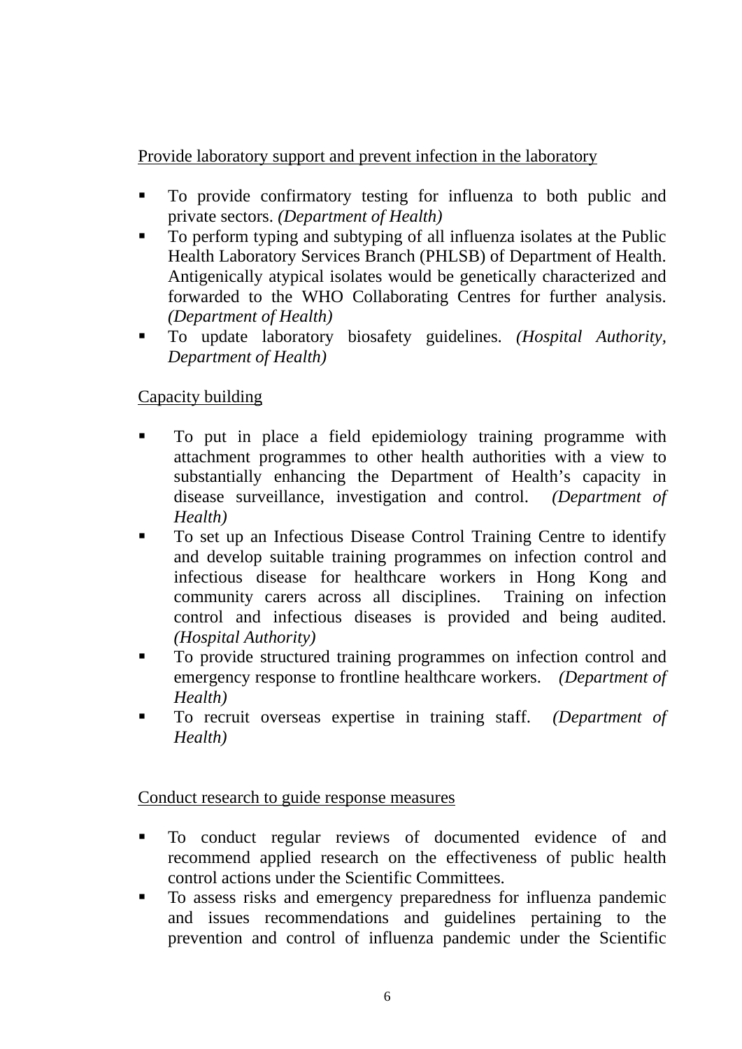Provide laboratory support and prevent infection in the laboratory

- To provide confirmatory testing for influenza to both public and private sectors. *(Department of Health)*
- To perform typing and subtyping of all influenza isolates at the Public Health Laboratory Services Branch (PHLSB) of Department of Health. Antigenically atypical isolates would be genetically characterized and forwarded to the WHO Collaborating Centres for further analysis. *(Department of Health)*
- To update laboratory biosafety guidelines. *(Hospital Authority, Department of Health)*

Capacity building

- To put in place a field epidemiology training programme with attachment programmes to other health authorities with a view to substantially enhancing the Department of Health's capacity in disease surveillance, investigation and control. *(Department of Health)*
- To set up an Infectious Disease Control Training Centre to identify and develop suitable training programmes on infection control and infectious disease for healthcare workers in Hong Kong and community carers across all disciplines. Training on infection control and infectious diseases is provided and being audited. *(Hospital Authority)*
- To provide structured training programmes on infection control and emergency response to frontline healthcare workers. *(Department of Health)*
- To recruit overseas expertise in training staff. *(Department of Health)*

Conduct research to guide response measures

- To conduct regular reviews of documented evidence of and recommend applied research on the effectiveness of public health control actions under the Scientific Committees.
- To assess risks and emergency preparedness for influenza pandemic and issues recommendations and guidelines pertaining to the prevention and control of influenza pandemic under the Scientific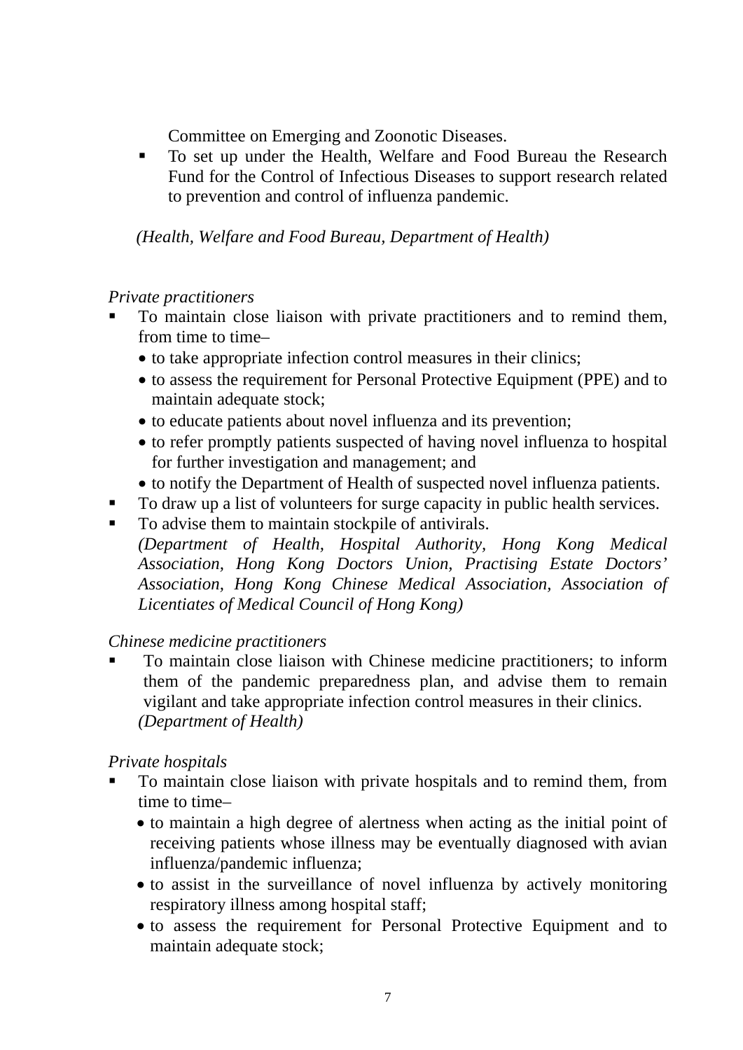Committee on Emerging and Zoonotic Diseases.

- To set up under the Health, Welfare and Food Bureau the Research Fund for the Control of Infectious Diseases to support research related to prevention and control of influenza pandemic.

*(Health, Welfare and Food Bureau, Department of Health)*

*Private practitioners*

- To maintain close liaison with private practitioners and to remind them, from time to time–
  - to take appropriate infection control measures in their clinics;
  - to assess the requirement for Personal Protective Equipment (PPE) and to maintain adequate stock;
  - to educate patients about novel influenza and its prevention;
  - to refer promptly patients suspected of having novel influenza to hospital for further investigation and management; and
  - to notify the Department of Health of suspected novel influenza patients.
- To draw up a list of volunteers for surge capacity in public health services.
- To advise them to maintain stockpile of antivirals.

*(Department of Health, Hospital Authority, Hong Kong Medical Association, Hong Kong Doctors Union, Practising Estate Doctors' Association, Hong Kong Chinese Medical Association, Association of Licentiates of Medical Council of Hong Kong)*

*Chinese medicine practitioners*

- To maintain close liaison with Chinese medicine practitioners; to inform them of the pandemic preparedness plan, and advise them to remain vigilant and take appropriate infection control measures in their clinics.

*(Department of Health)*

*Private hospitals*

- To maintain close liaison with private hospitals and to remind them, from time to time–
  - to maintain a high degree of alertness when acting as the initial point of receiving patients whose illness may be eventually diagnosed with avian influenza/pandemic influenza;
  - to assist in the surveillance of novel influenza by actively monitoring respiratory illness among hospital staff;
  - to assess the requirement for Personal Protective Equipment and to maintain adequate stock;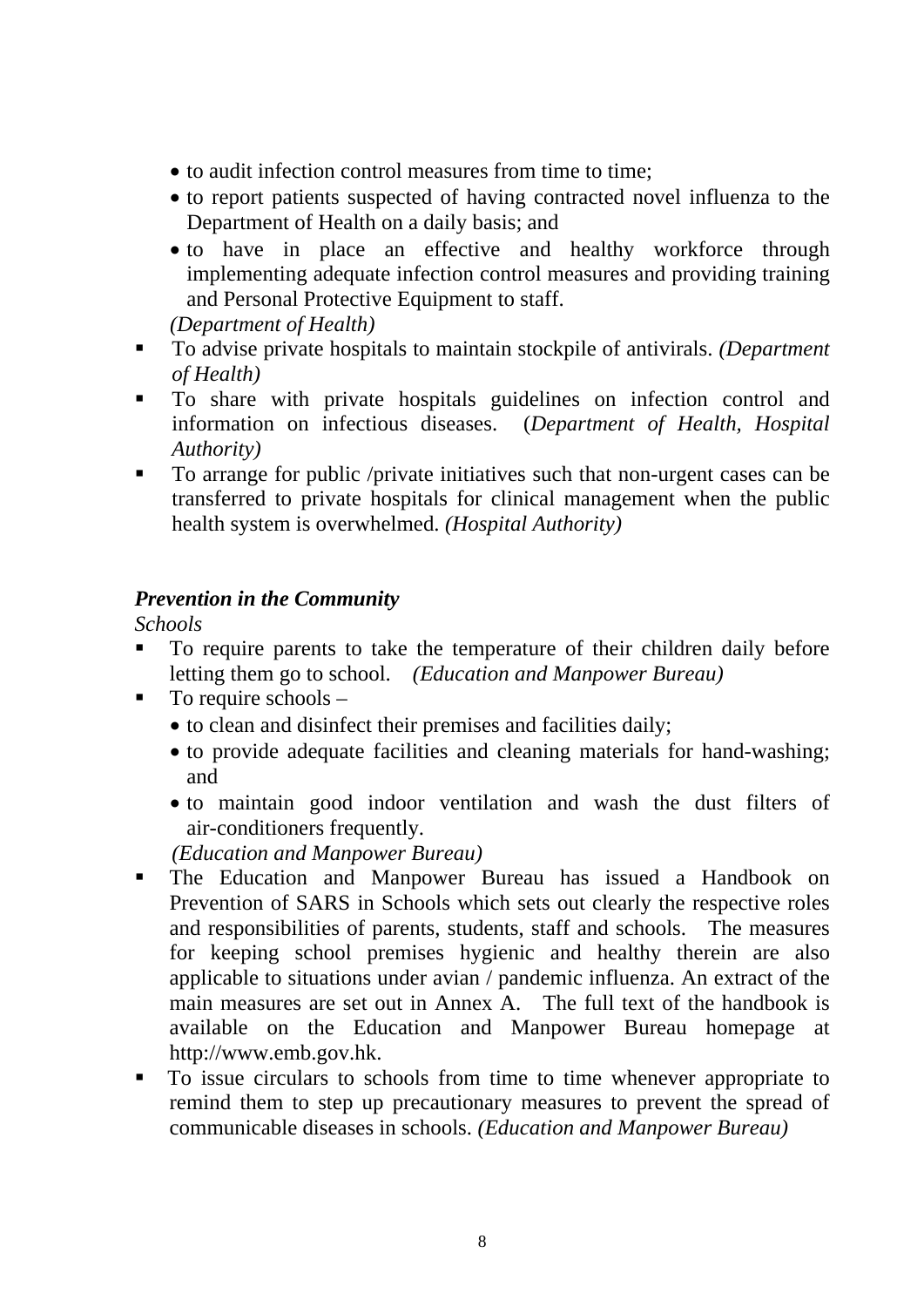- to audit infection control measures from time to time;
  - to report patients suspected of having contracted novel influenza to the Department of Health on a daily basis; and
  - to have in place an effective and healthy workforce through implementing adequate infection control measures and providing training and Personal Protective Equipment to staff.

  *(Department of Health)*
- To advise private hospitals to maintain stockpile of antivirals. *(Department of Health)*
- To share with private hospitals guidelines on infection control and information on infectious diseases. (*Department of Health, Hospital Authority)*
- To arrange for public /private initiatives such that non-urgent cases can be transferred to private hospitals for clinical management when the public health system is overwhelmed. *(Hospital Authority)*

***Prevention in the Community***

*Schools*

- To require parents to take the temperature of their children daily before letting them go to school. *(Education and Manpower Bureau)*
- To require schools –
  - to clean and disinfect their premises and facilities daily;
  - to provide adequate facilities and cleaning materials for hand-washing; and
  - to maintain good indoor ventilation and wash the dust filters of air-conditioners frequently.

  *(Education and Manpower Bureau)*
- The Education and Manpower Bureau has issued a Handbook on Prevention of SARS in Schools which sets out clearly the respective roles and responsibilities of parents, students, staff and schools. The measures for keeping school premises hygienic and healthy therein are also applicable to situations under avian / pandemic influenza. An extract of the main measures are set out in Annex A. The full text of the handbook is available on the Education and Manpower Bureau homepage at http://www.emb.gov.hk.
- To issue circulars to schools from time to time whenever appropriate to remind them to step up precautionary measures to prevent the spread of communicable diseases in schools. *(Education and Manpower Bureau)*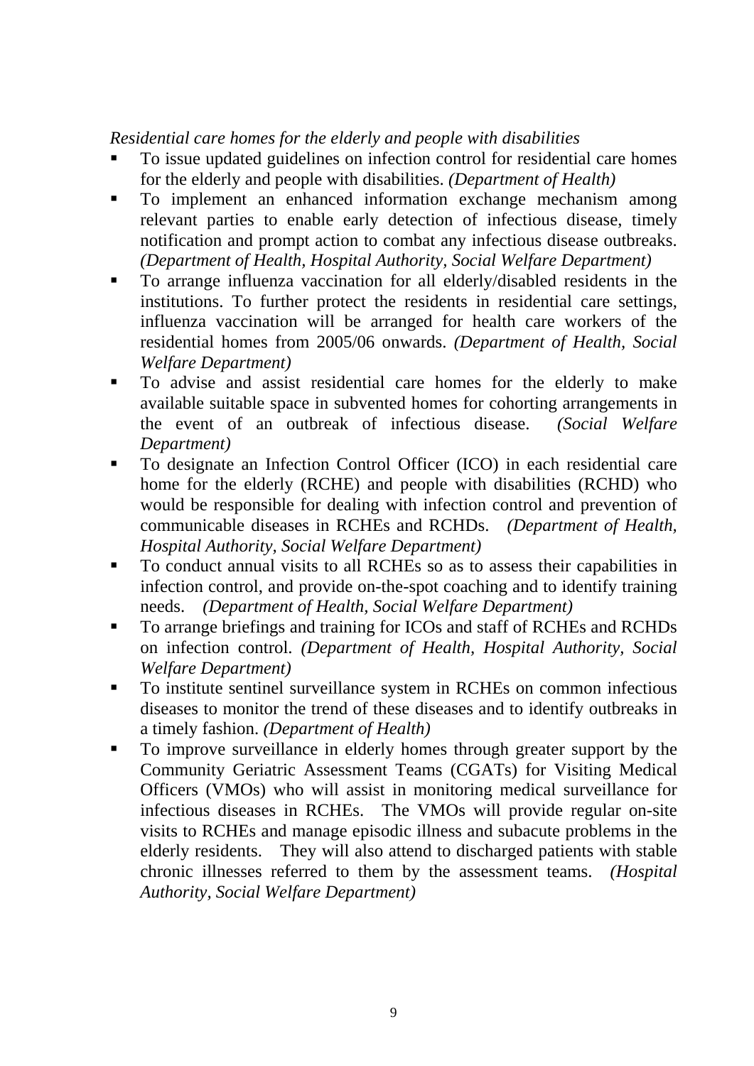*Residential care homes for the elderly and people with disabilities*

- To issue updated guidelines on infection control for residential care homes for the elderly and people with disabilities. *(Department of Health)*
- To implement an enhanced information exchange mechanism among relevant parties to enable early detection of infectious disease, timely notification and prompt action to combat any infectious disease outbreaks. *(Department of Health, Hospital Authority, Social Welfare Department)*
- To arrange influenza vaccination for all elderly/disabled residents in the institutions. To further protect the residents in residential care settings, influenza vaccination will be arranged for health care workers of the residential homes from 2005/06 onwards. *(Department of Health, Social Welfare Department)*
- To advise and assist residential care homes for the elderly to make available suitable space in subvented homes for cohorting arrangements in the event of an outbreak of infectious disease. *(Social Welfare Department)*
- To designate an Infection Control Officer (ICO) in each residential care home for the elderly (RCHE) and people with disabilities (RCHD) who would be responsible for dealing with infection control and prevention of communicable diseases in RCHEs and RCHDs. *(Department of Health, Hospital Authority, Social Welfare Department)*
- To conduct annual visits to all RCHEs so as to assess their capabilities in infection control, and provide on-the-spot coaching and to identify training needs. *(Department of Health, Social Welfare Department)*
- To arrange briefings and training for ICOs and staff of RCHEs and RCHDs on infection control. *(Department of Health, Hospital Authority, Social Welfare Department)*
- To institute sentinel surveillance system in RCHEs on common infectious diseases to monitor the trend of these diseases and to identify outbreaks in a timely fashion. *(Department of Health)*
- To improve surveillance in elderly homes through greater support by the Community Geriatric Assessment Teams (CGATs) for Visiting Medical Officers (VMOs) who will assist in monitoring medical surveillance for infectious diseases in RCHEs. The VMOs will provide regular on-site visits to RCHEs and manage episodic illness and subacute problems in the elderly residents. They will also attend to discharged patients with stable chronic illnesses referred to them by the assessment teams. *(Hospital Authority, Social Welfare Department)*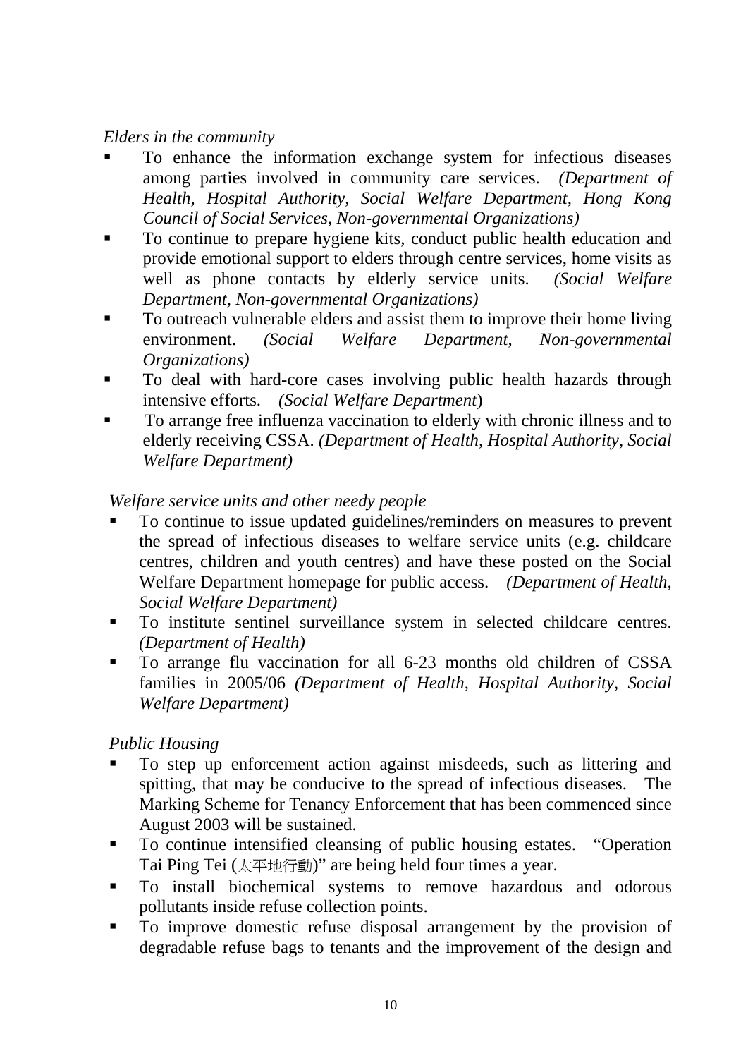*Elders in the community*

- To enhance the information exchange system for infectious diseases among parties involved in community care services. *(Department of Health, Hospital Authority, Social Welfare Department, Hong Kong Council of Social Services, Non-governmental Organizations)*
- To continue to prepare hygiene kits, conduct public health education and provide emotional support to elders through centre services, home visits as well as phone contacts by elderly service units. *(Social Welfare Department, Non-governmental Organizations)*
- To outreach vulnerable elders and assist them to improve their home living environment. *(Social Welfare Department, Non-governmental Organizations)*
- To deal with hard-core cases involving public health hazards through intensive efforts. *(Social Welfare Department)*
- To arrange free influenza vaccination to elderly with chronic illness and to elderly receiving CSSA. *(Department of Health, Hospital Authority, Social Welfare Department)*

*Welfare service units and other needy people*

- To continue to issue updated guidelines/reminders on measures to prevent the spread of infectious diseases to welfare service units (e.g. childcare centres, children and youth centres) and have these posted on the Social Welfare Department homepage for public access. *(Department of Health, Social Welfare Department)*
- To institute sentinel surveillance system in selected childcare centres. *(Department of Health)*
- To arrange flu vaccination for all 6-23 months old children of CSSA families in 2005/06 *(Department of Health, Hospital Authority, Social Welfare Department)*

*Public Housing*

- To step up enforcement action against misdeeds, such as littering and spitting, that may be conducive to the spread of infectious diseases. The Marking Scheme for Tenancy Enforcement that has been commenced since August 2003 will be sustained.
- To continue intensified cleansing of public housing estates. "Operation Tai Ping Tei (太平地行動)" are being held four times a year.
- To install biochemical systems to remove hazardous and odorous pollutants inside refuse collection points.
- To improve domestic refuse disposal arrangement by the provision of degradable refuse bags to tenants and the improvement of the design and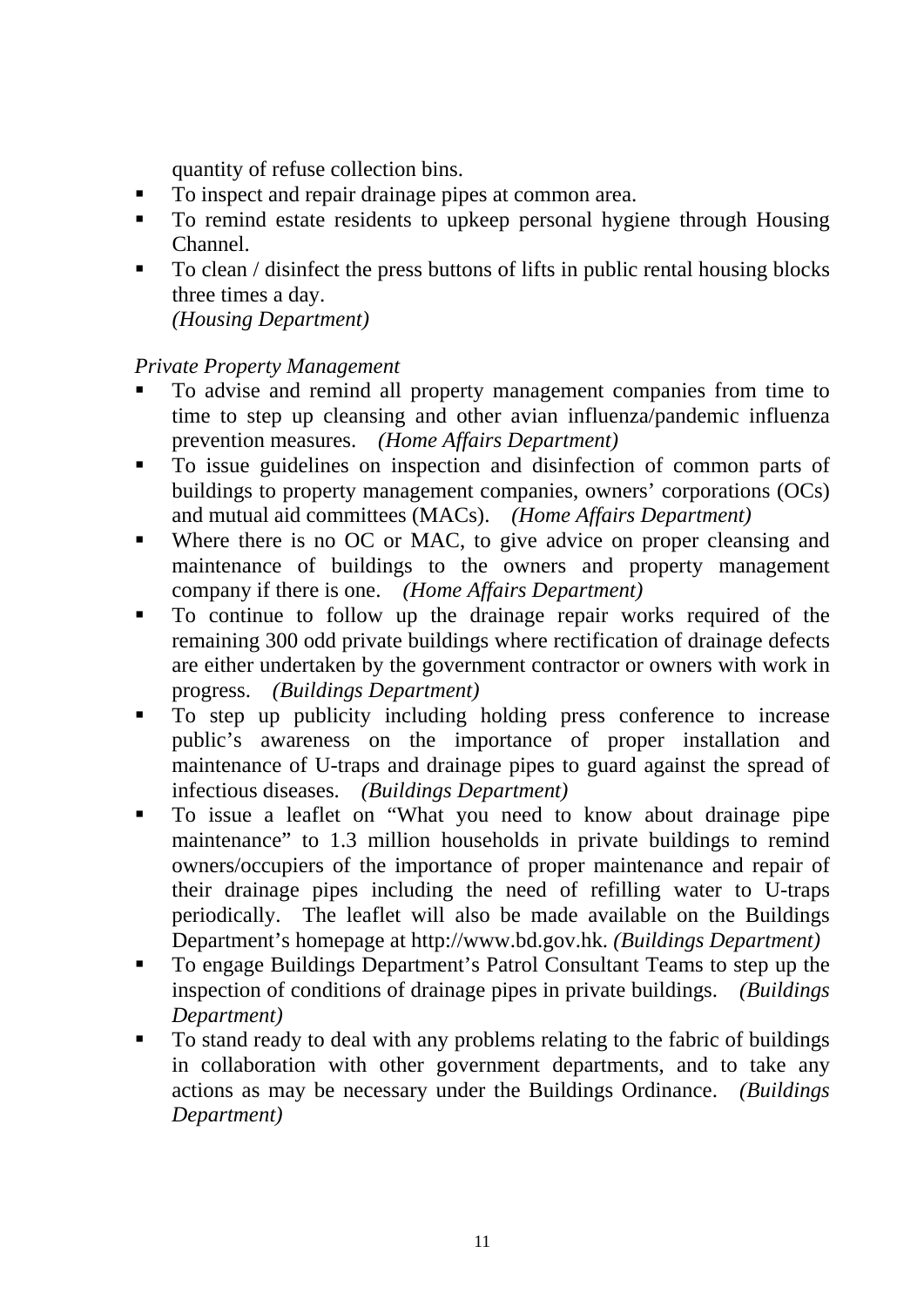quantity of refuse collection bins.

- To inspect and repair drainage pipes at common area.
- To remind estate residents to upkeep personal hygiene through Housing Channel.
- To clean / disinfect the press buttons of lifts in public rental housing blocks three times a day.
  *(Housing Department)*

*Private Property Management*

- To advise and remind all property management companies from time to time to step up cleansing and other avian influenza/pandemic influenza prevention measures. *(Home Affairs Department)*
- To issue guidelines on inspection and disinfection of common parts of buildings to property management companies, owners' corporations (OCs) and mutual aid committees (MACs). *(Home Affairs Department)*
- Where there is no OC or MAC, to give advice on proper cleansing and maintenance of buildings to the owners and property management company if there is one. *(Home Affairs Department)*
- To continue to follow up the drainage repair works required of the remaining 300 odd private buildings where rectification of drainage defects are either undertaken by the government contractor or owners with work in progress. *(Buildings Department)*
- To step up publicity including holding press conference to increase public's awareness on the importance of proper installation and maintenance of U-traps and drainage pipes to guard against the spread of infectious diseases. *(Buildings Department)*
- To issue a leaflet on "What you need to know about drainage pipe maintenance" to 1.3 million households in private buildings to remind owners/occupiers of the importance of proper maintenance and repair of their drainage pipes including the need of refilling water to U-traps periodically. The leaflet will also be made available on the Buildings Department's homepage at http://www.bd.gov.hk. *(Buildings Department)*
- To engage Buildings Department's Patrol Consultant Teams to step up the inspection of conditions of drainage pipes in private buildings. *(Buildings Department)*
- To stand ready to deal with any problems relating to the fabric of buildings in collaboration with other government departments, and to take any actions as may be necessary under the Buildings Ordinance. *(Buildings Department)*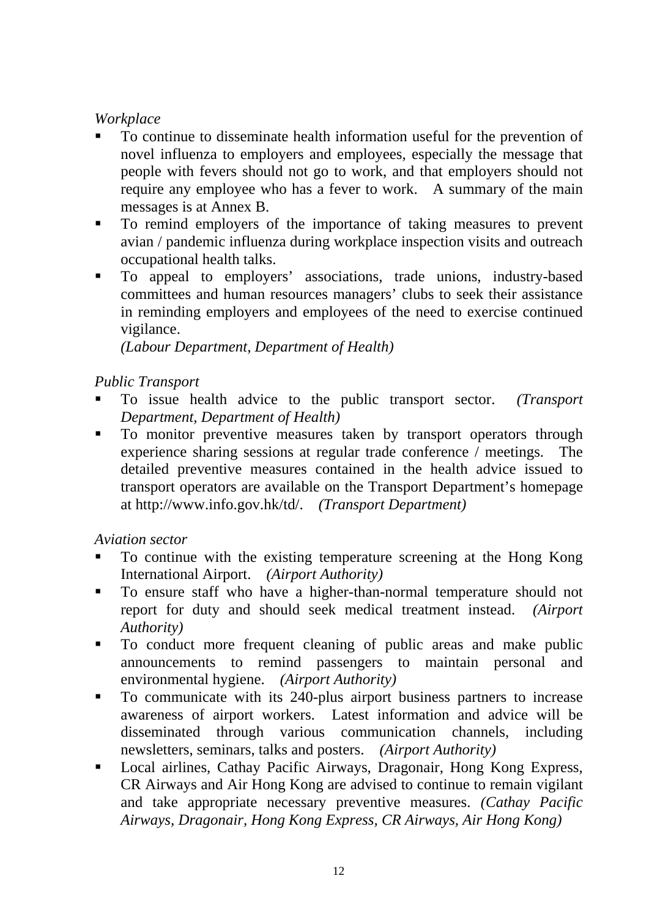*Workplace*

- To continue to disseminate health information useful for the prevention of novel influenza to employers and employees, especially the message that people with fevers should not go to work, and that employers should not require any employee who has a fever to work. A summary of the main messages is at Annex B.
- To remind employers of the importance of taking measures to prevent avian / pandemic influenza during workplace inspection visits and outreach occupational health talks.
- To appeal to employers' associations, trade unions, industry-based committees and human resources managers' clubs to seek their assistance in reminding employers and employees of the need to exercise continued vigilance.
  *(Labour Department, Department of Health)*

*Public Transport*

- To issue health advice to the public transport sector. *(Transport Department, Department of Health)*
- To monitor preventive measures taken by transport operators through experience sharing sessions at regular trade conference / meetings. The detailed preventive measures contained in the health advice issued to transport operators are available on the Transport Department's homepage at http://www.info.gov.hk/td/. *(Transport Department)*

*Aviation sector*

- To continue with the existing temperature screening at the Hong Kong International Airport. *(Airport Authority)*
- To ensure staff who have a higher-than-normal temperature should not report for duty and should seek medical treatment instead. *(Airport Authority)*
- To conduct more frequent cleaning of public areas and make public announcements to remind passengers to maintain personal and environmental hygiene. *(Airport Authority)*
- To communicate with its 240-plus airport business partners to increase awareness of airport workers. Latest information and advice will be disseminated through various communication channels, including newsletters, seminars, talks and posters. *(Airport Authority)*
- Local airlines, Cathay Pacific Airways, Dragonair, Hong Kong Express, CR Airways and Air Hong Kong are advised to continue to remain vigilant and take appropriate necessary preventive measures. *(Cathay Pacific Airways, Dragonair, Hong Kong Express, CR Airways, Air Hong Kong)*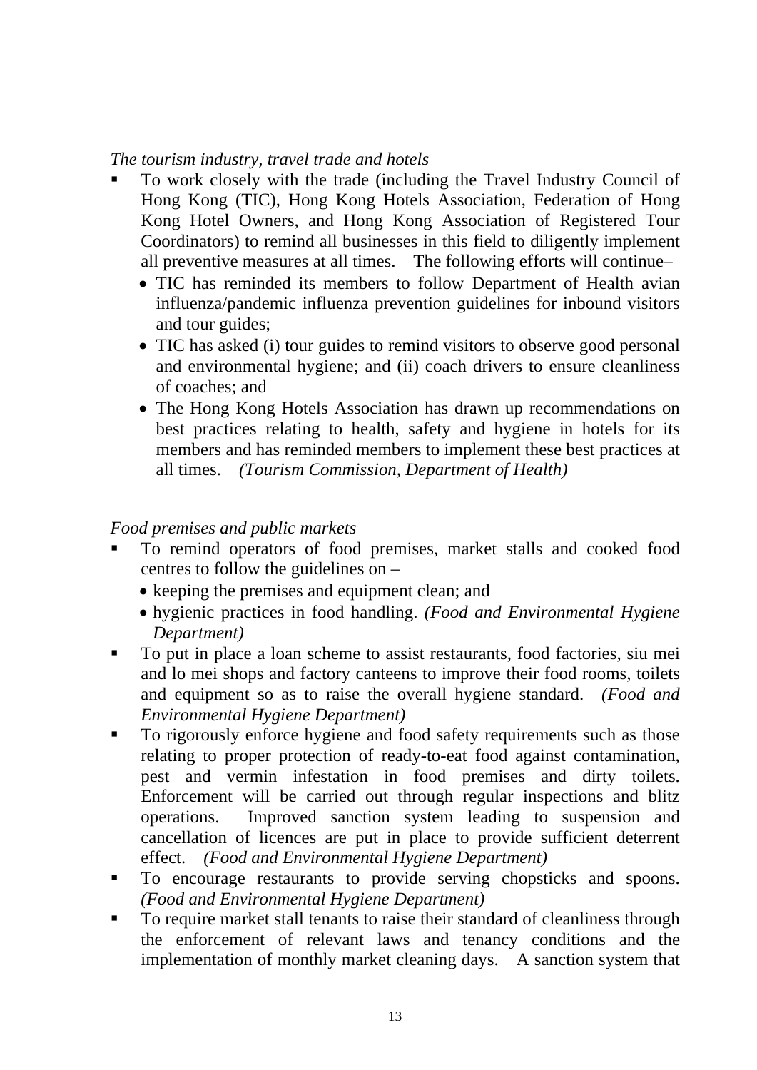*The tourism industry, travel trade and hotels*

- To work closely with the trade (including the Travel Industry Council of Hong Kong (TIC), Hong Kong Hotels Association, Federation of Hong Kong Hotel Owners, and Hong Kong Association of Registered Tour Coordinators) to remind all businesses in this field to diligently implement all preventive measures at all times. The following efforts will continue–
  - TIC has reminded its members to follow Department of Health avian influenza/pandemic influenza prevention guidelines for inbound visitors and tour guides;
  - TIC has asked (i) tour guides to remind visitors to observe good personal and environmental hygiene; and (ii) coach drivers to ensure cleanliness of coaches; and
  - The Hong Kong Hotels Association has drawn up recommendations on best practices relating to health, safety and hygiene in hotels for its members and has reminded members to implement these best practices at all times. *(Tourism Commission, Department of Health)*

*Food premises and public markets*

- To remind operators of food premises, market stalls and cooked food centres to follow the guidelines on –
  - keeping the premises and equipment clean; and
  - hygienic practices in food handling. *(Food and Environmental Hygiene Department)*
- To put in place a loan scheme to assist restaurants, food factories, siu mei and lo mei shops and factory canteens to improve their food rooms, toilets and equipment so as to raise the overall hygiene standard. *(Food and Environmental Hygiene Department)*
- To rigorously enforce hygiene and food safety requirements such as those relating to proper protection of ready-to-eat food against contamination, pest and vermin infestation in food premises and dirty toilets. Enforcement will be carried out through regular inspections and blitz operations. Improved sanction system leading to suspension and cancellation of licences are put in place to provide sufficient deterrent effect. *(Food and Environmental Hygiene Department)*
- To encourage restaurants to provide serving chopsticks and spoons. *(Food and Environmental Hygiene Department)*
- To require market stall tenants to raise their standard of cleanliness through the enforcement of relevant laws and tenancy conditions and the implementation of monthly market cleaning days. A sanction system that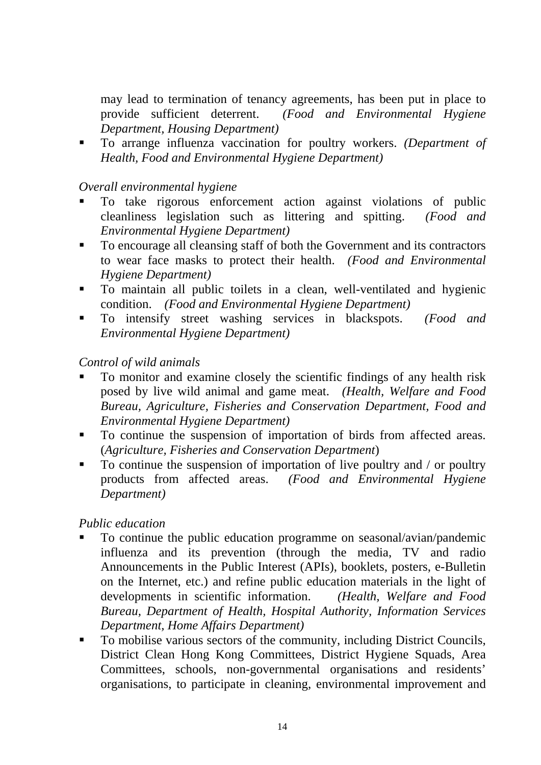may lead to termination of tenancy agreements, has been put in place to provide sufficient deterrent. *(Food and Environmental Hygiene Department, Housing Department)*

- To arrange influenza vaccination for poultry workers. *(Department of Health, Food and Environmental Hygiene Department)*

*Overall environmental hygiene*

- To take rigorous enforcement action against violations of public cleanliness legislation such as littering and spitting. *(Food and Environmental Hygiene Department)*
- To encourage all cleansing staff of both the Government and its contractors to wear face masks to protect their health. *(Food and Environmental Hygiene Department)*
- To maintain all public toilets in a clean, well-ventilated and hygienic condition. *(Food and Environmental Hygiene Department)*
- To intensify street washing services in blackspots. *(Food and Environmental Hygiene Department)*

*Control of wild animals*

- To monitor and examine closely the scientific findings of any health risk posed by live wild animal and game meat. *(Health, Welfare and Food Bureau, Agriculture, Fisheries and Conservation Department, Food and Environmental Hygiene Department)*
- To continue the suspension of importation of birds from affected areas. (*Agriculture, Fisheries and Conservation Department*)
- To continue the suspension of importation of live poultry and / or poultry products from affected areas. *(Food and Environmental Hygiene Department)*

*Public education*

- To continue the public education programme on seasonal/avian/pandemic influenza and its prevention (through the media, TV and radio Announcements in the Public Interest (APIs), booklets, posters, e-Bulletin on the Internet, etc.) and refine public education materials in the light of developments in scientific information. *(Health, Welfare and Food Bureau, Department of Health, Hospital Authority, Information Services Department, Home Affairs Department)*
- To mobilise various sectors of the community, including District Councils, District Clean Hong Kong Committees, District Hygiene Squads, Area Committees, schools, non-governmental organisations and residents' organisations, to participate in cleaning, environmental improvement and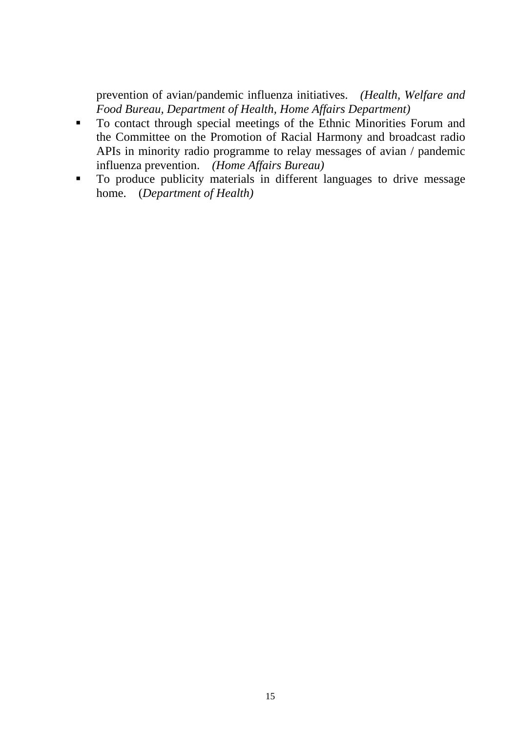prevention of avian/pandemic influenza initiatives. *(Health, Welfare and Food Bureau, Department of Health, Home Affairs Department)*

- To contact through special meetings of the Ethnic Minorities Forum and the Committee on the Promotion of Racial Harmony and broadcast radio APIs in minority radio programme to relay messages of avian / pandemic influenza prevention. *(Home Affairs Bureau)*
- To produce publicity materials in different languages to drive message home. (*Department of Health)*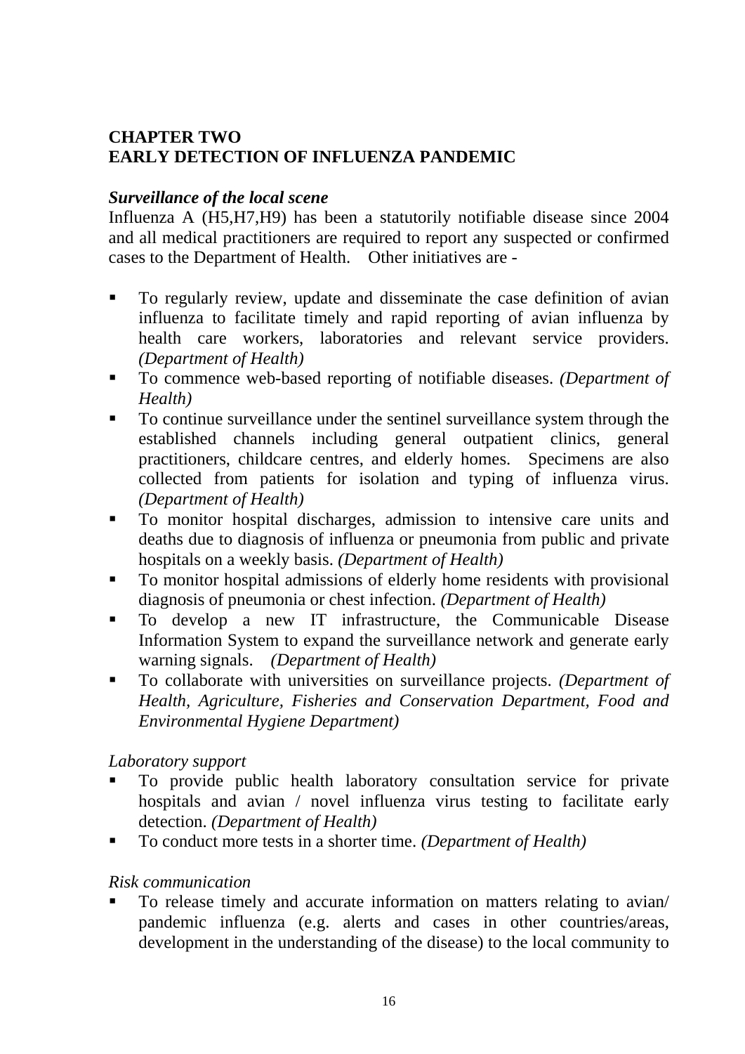# CHAPTER TWO
# EARLY DETECTION OF INFLUENZA PANDEMIC

### *Surveillance of the local scene*

Influenza A (H5,H7,H9) has been a statutorily notifiable disease since 2004 and all medical practitioners are required to report any suspected or confirmed cases to the Department of Health. Other initiatives are -

- To regularly review, update and disseminate the case definition of avian influenza to facilitate timely and rapid reporting of avian influenza by health care workers, laboratories and relevant service providers. *(Department of Health)*
- To commence web-based reporting of notifiable diseases. *(Department of Health)*
- To continue surveillance under the sentinel surveillance system through the established channels including general outpatient clinics, general practitioners, childcare centres, and elderly homes. Specimens are also collected from patients for isolation and typing of influenza virus. *(Department of Health)*
- To monitor hospital discharges, admission to intensive care units and deaths due to diagnosis of influenza or pneumonia from public and private hospitals on a weekly basis. *(Department of Health)*
- To monitor hospital admissions of elderly home residents with provisional diagnosis of pneumonia or chest infection. *(Department of Health)*
- To develop a new IT infrastructure, the Communicable Disease Information System to expand the surveillance network and generate early warning signals. *(Department of Health)*
- To collaborate with universities on surveillance projects. *(Department of Health, Agriculture, Fisheries and Conservation Department, Food and Environmental Hygiene Department)*

*Laboratory support*

- To provide public health laboratory consultation service for private hospitals and avian / novel influenza virus testing to facilitate early detection. *(Department of Health)*
- To conduct more tests in a shorter time. *(Department of Health)*

*Risk communication*

- To release timely and accurate information on matters relating to avian/ pandemic influenza (e.g. alerts and cases in other countries/areas, development in the understanding of the disease) to the local community to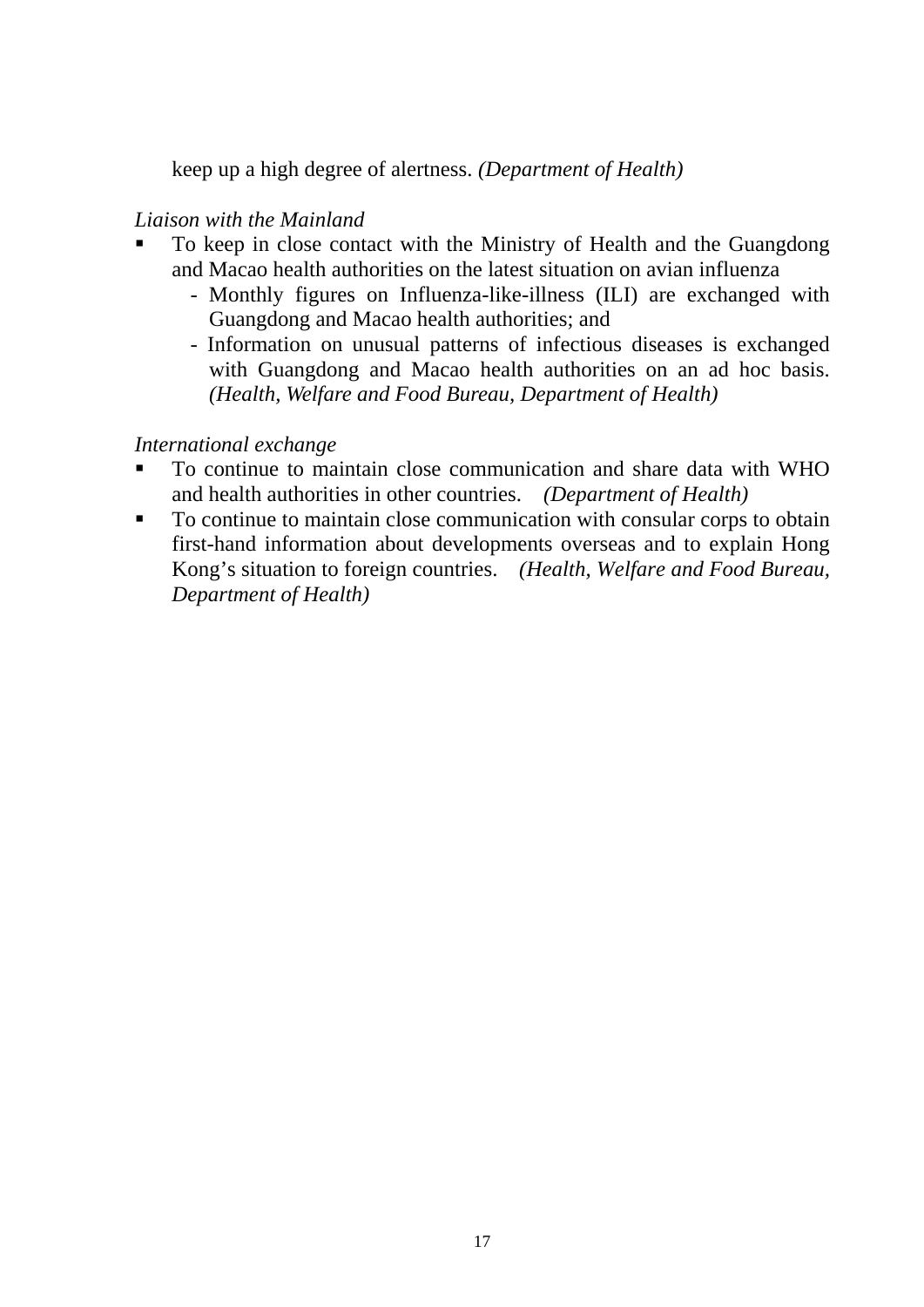keep up a high degree of alertness. *(Department of Health)*

*Liaison with the Mainland*

- To keep in close contact with the Ministry of Health and the Guangdong and Macao health authorities on the latest situation on avian influenza
  - Monthly figures on Influenza-like-illness (ILI) are exchanged with Guangdong and Macao health authorities; and
  - Information on unusual patterns of infectious diseases is exchanged with Guangdong and Macao health authorities on an ad hoc basis. *(Health, Welfare and Food Bureau, Department of Health)*

*International exchange*

- To continue to maintain close communication and share data with WHO and health authorities in other countries. *(Department of Health)*
- To continue to maintain close communication with consular corps to obtain first-hand information about developments overseas and to explain Hong Kong's situation to foreign countries. *(Health, Welfare and Food Bureau, Department of Health)*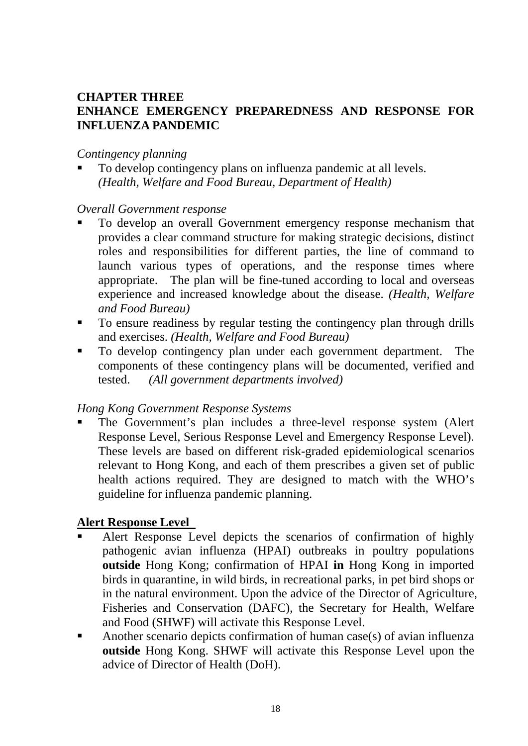# CHAPTER THREE
# ENHANCE EMERGENCY PREPAREDNESS AND RESPONSE FOR INFLUENZA PANDEMIC

*Contingency planning*

- To develop contingency plans on influenza pandemic at all levels. *(Health, Welfare and Food Bureau, Department of Health)*

*Overall Government response*

- To develop an overall Government emergency response mechanism that provides a clear command structure for making strategic decisions, distinct roles and responsibilities for different parties, the line of command to launch various types of operations, and the response times where appropriate. The plan will be fine-tuned according to local and overseas experience and increased knowledge about the disease. *(Health, Welfare and Food Bureau)*
- To ensure readiness by regular testing the contingency plan through drills and exercises. *(Health, Welfare and Food Bureau)*
- To develop contingency plan under each government department. The components of these contingency plans will be documented, verified and tested. *(All government departments involved)*

*Hong Kong Government Response Systems*

- The Government's plan includes a three-level response system (Alert Response Level, Serious Response Level and Emergency Response Level). These levels are based on different risk-graded epidemiological scenarios relevant to Hong Kong, and each of them prescribes a given set of public health actions required. They are designed to match with the WHO's guideline for influenza pandemic planning.

**Alert Response Level**

- Alert Response Level depicts the scenarios of confirmation of highly pathogenic avian influenza (HPAI) outbreaks in poultry populations **outside** Hong Kong; confirmation of HPAI **in** Hong Kong in imported birds in quarantine, in wild birds, in recreational parks, in pet bird shops or in the natural environment. Upon the advice of the Director of Agriculture, Fisheries and Conservation (DAFC), the Secretary for Health, Welfare and Food (SHWF) will activate this Response Level.
- Another scenario depicts confirmation of human case(s) of avian influenza **outside** Hong Kong. SHWF will activate this Response Level upon the advice of Director of Health (DoH).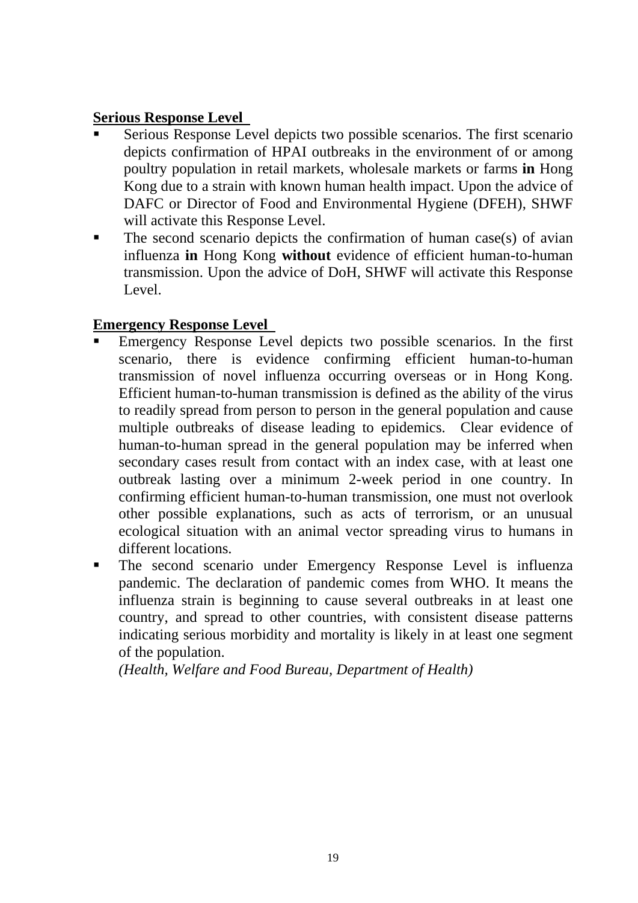**Serious Response Level**

- Serious Response Level depicts two possible scenarios. The first scenario depicts confirmation of HPAI outbreaks in the environment of or among poultry population in retail markets, wholesale markets or farms **in** Hong Kong due to a strain with known human health impact. Upon the advice of DAFC or Director of Food and Environmental Hygiene (DFEH), SHWF will activate this Response Level.
- The second scenario depicts the confirmation of human case(s) of avian influenza **in** Hong Kong **without** evidence of efficient human-to-human transmission. Upon the advice of DoH, SHWF will activate this Response Level.

**Emergency Response Level**

- Emergency Response Level depicts two possible scenarios. In the first scenario, there is evidence confirming efficient human-to-human transmission of novel influenza occurring overseas or in Hong Kong. Efficient human-to-human transmission is defined as the ability of the virus to readily spread from person to person in the general population and cause multiple outbreaks of disease leading to epidemics. Clear evidence of human-to-human spread in the general population may be inferred when secondary cases result from contact with an index case, with at least one outbreak lasting over a minimum 2-week period in one country. In confirming efficient human-to-human transmission, one must not overlook other possible explanations, such as acts of terrorism, or an unusual ecological situation with an animal vector spreading virus to humans in different locations.
- The second scenario under Emergency Response Level is influenza pandemic. The declaration of pandemic comes from WHO. It means the influenza strain is beginning to cause several outbreaks in at least one country, and spread to other countries, with consistent disease patterns indicating serious morbidity and mortality is likely in at least one segment of the population.

  *(Health, Welfare and Food Bureau, Department of Health)*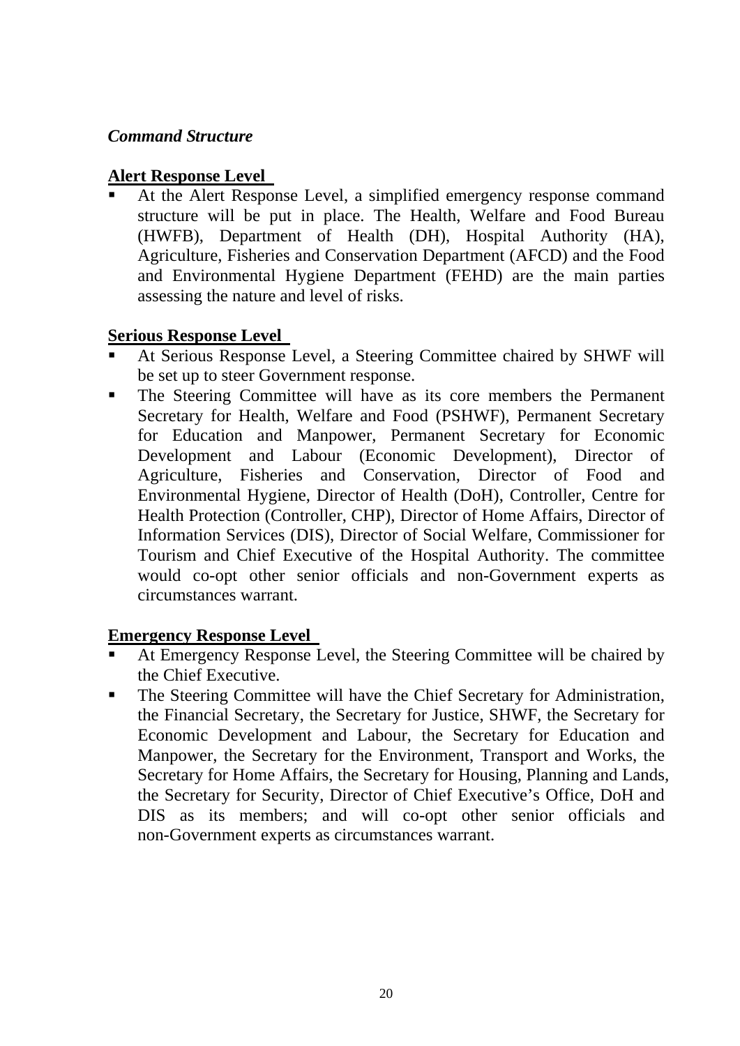### *Command Structure*

**Alert Response Level**

- At the Alert Response Level, a simplified emergency response command structure will be put in place. The Health, Welfare and Food Bureau (HWFB), Department of Health (DH), Hospital Authority (HA), Agriculture, Fisheries and Conservation Department (AFCD) and the Food and Environmental Hygiene Department (FEHD) are the main parties assessing the nature and level of risks.

**Serious Response Level**

- At Serious Response Level, a Steering Committee chaired by SHWF will be set up to steer Government response.
- The Steering Committee will have as its core members the Permanent Secretary for Health, Welfare and Food (PSHWF), Permanent Secretary for Education and Manpower, Permanent Secretary for Economic Development and Labour (Economic Development), Director of Agriculture, Fisheries and Conservation, Director of Food and Environmental Hygiene, Director of Health (DoH), Controller, Centre for Health Protection (Controller, CHP), Director of Home Affairs, Director of Information Services (DIS), Director of Social Welfare, Commissioner for Tourism and Chief Executive of the Hospital Authority. The committee would co-opt other senior officials and non-Government experts as circumstances warrant.

**Emergency Response Level**

- At Emergency Response Level, the Steering Committee will be chaired by the Chief Executive.
- The Steering Committee will have the Chief Secretary for Administration, the Financial Secretary, the Secretary for Justice, SHWF, the Secretary for Economic Development and Labour, the Secretary for Education and Manpower, the Secretary for the Environment, Transport and Works, the Secretary for Home Affairs, the Secretary for Housing, Planning and Lands, the Secretary for Security, Director of Chief Executive's Office, DoH and DIS as its members; and will co-opt other senior officials and non-Government experts as circumstances warrant.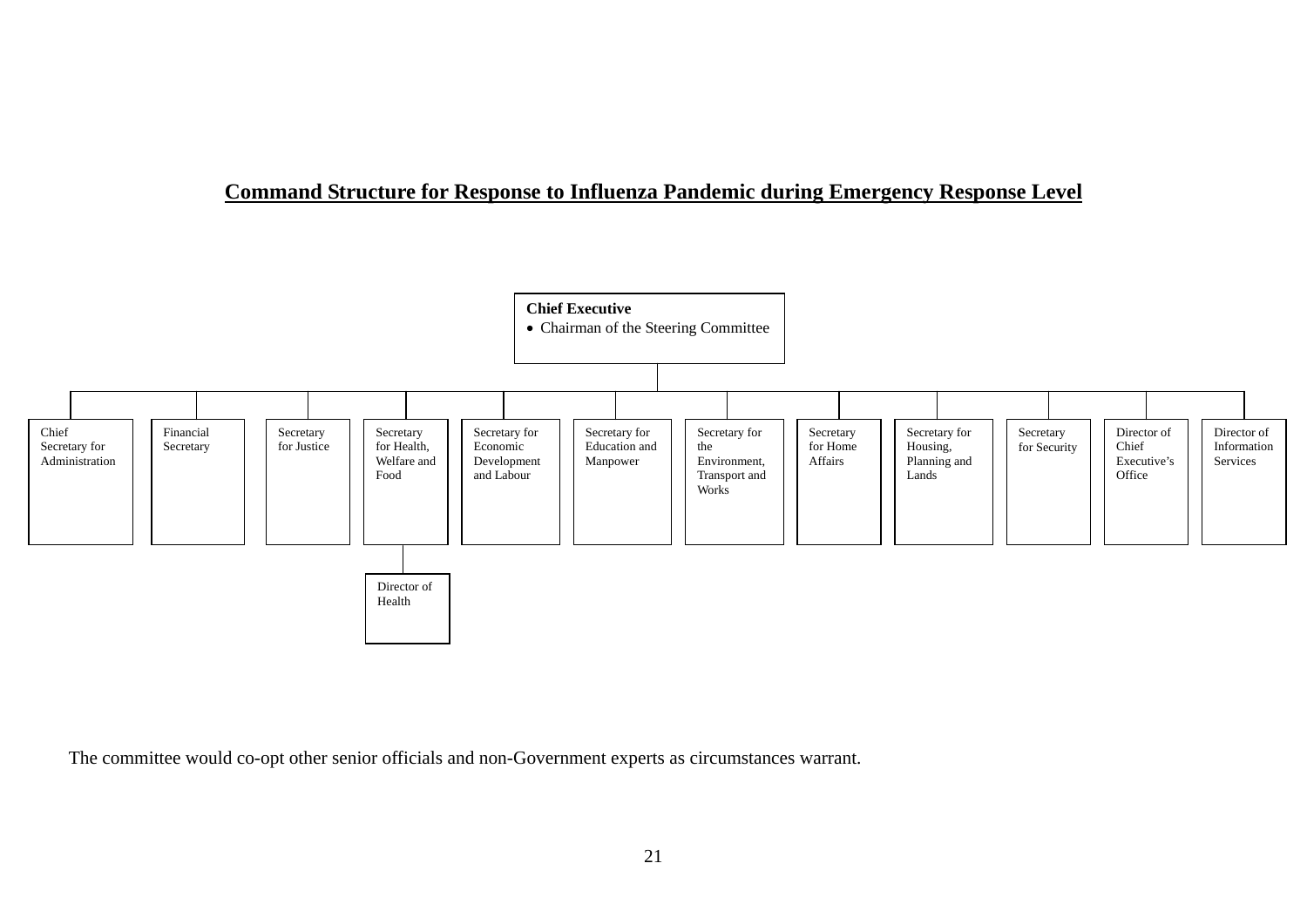## Command Structure for Response to Influenza Pandemic during Emergency Response Level

**Chief Executive**
- Chairman of the Steering Committee

Reporting to the Chief Executive:

- Chief Secretary for Administration
- Financial Secretary
- Secretary for Justice
- Secretary for Health, Welfare and Food
  - Director of Health
- Secretary for Economic Development and Labour
- Secretary for Education and Manpower
- Secretary for the Environment, Transport and Works
- Secretary for Home Affairs
- Secretary for Housing, Planning and Lands
- Secretary for Security
- Director of Chief Executive's Office
- Director of Information Services

The committee would co-opt other senior officials and non-Government experts as circumstances warrant.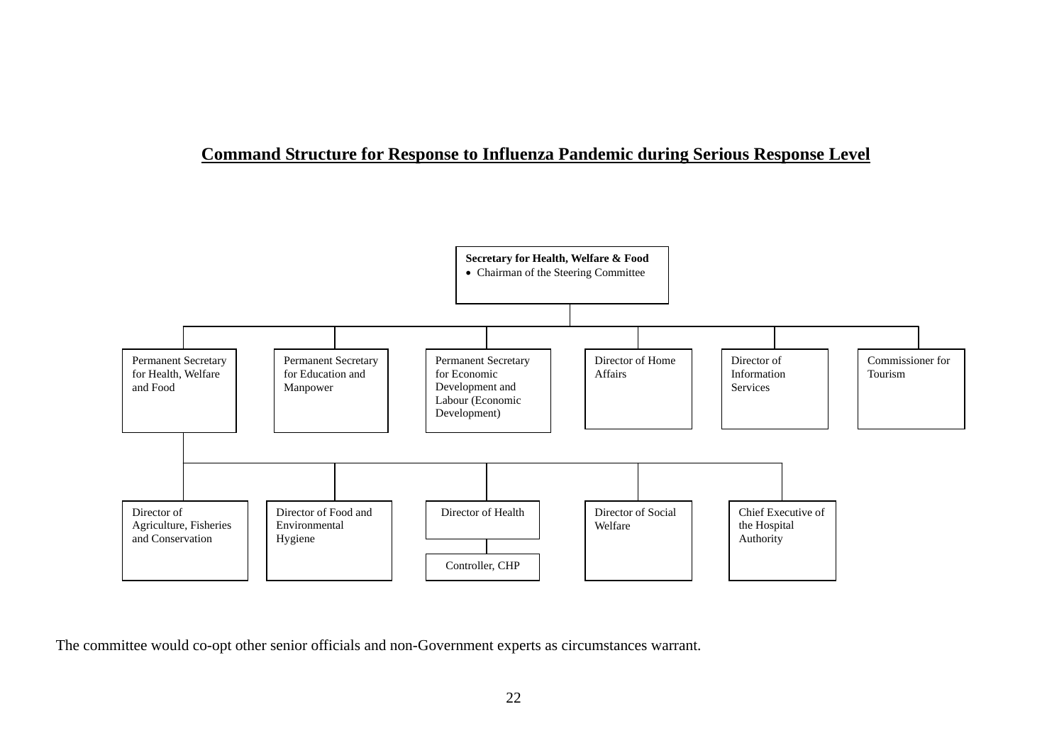## Command Structure for Response to Influenza Pandemic during Serious Response Level

**Secretary for Health, Welfare & Food**
- Chairman of the Steering Committee

- Permanent Secretary for Health, Welfare and Food
  - Director of Agriculture, Fisheries and Conservation
  - Director of Food and Environmental Hygiene
  - Director of Health
    - Controller, CHP
  - Director of Social Welfare
  - Chief Executive of the Hospital Authority
- Permanent Secretary for Education and Manpower
- Permanent Secretary for Economic Development and Labour (Economic Development)
- Director of Home Affairs
- Director of Information Services
- Commissioner for Tourism

The committee would co-opt other senior officials and non-Government experts as circumstances warrant.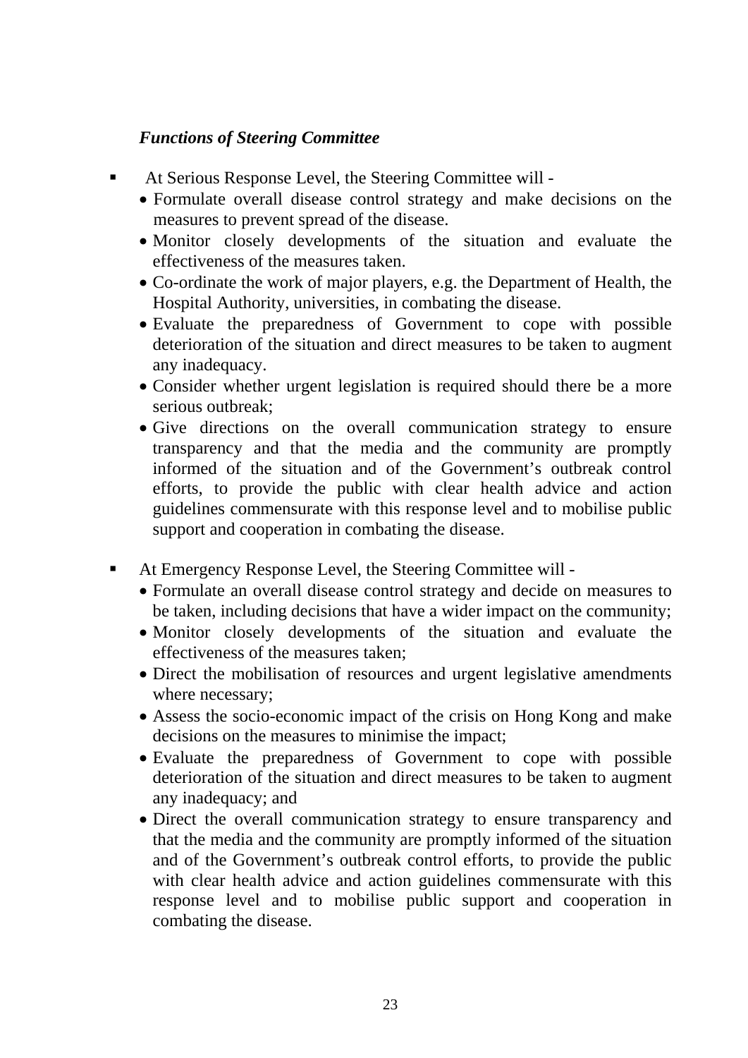***Functions of Steering Committee***

- At Serious Response Level, the Steering Committee will -
  - Formulate overall disease control strategy and make decisions on the measures to prevent spread of the disease.
  - Monitor closely developments of the situation and evaluate the effectiveness of the measures taken.
  - Co-ordinate the work of major players, e.g. the Department of Health, the Hospital Authority, universities, in combating the disease.
  - Evaluate the preparedness of Government to cope with possible deterioration of the situation and direct measures to be taken to augment any inadequacy.
  - Consider whether urgent legislation is required should there be a more serious outbreak;
  - Give directions on the overall communication strategy to ensure transparency and that the media and the community are promptly informed of the situation and of the Government's outbreak control efforts, to provide the public with clear health advice and action guidelines commensurate with this response level and to mobilise public support and cooperation in combating the disease.

- At Emergency Response Level, the Steering Committee will -
  - Formulate an overall disease control strategy and decide on measures to be taken, including decisions that have a wider impact on the community;
  - Monitor closely developments of the situation and evaluate the effectiveness of the measures taken;
  - Direct the mobilisation of resources and urgent legislative amendments where necessary;
  - Assess the socio-economic impact of the crisis on Hong Kong and make decisions on the measures to minimise the impact;
  - Evaluate the preparedness of Government to cope with possible deterioration of the situation and direct measures to be taken to augment any inadequacy; and
  - Direct the overall communication strategy to ensure transparency and that the media and the community are promptly informed of the situation and of the Government's outbreak control efforts, to provide the public with clear health advice and action guidelines commensurate with this response level and to mobilise public support and cooperation in combating the disease.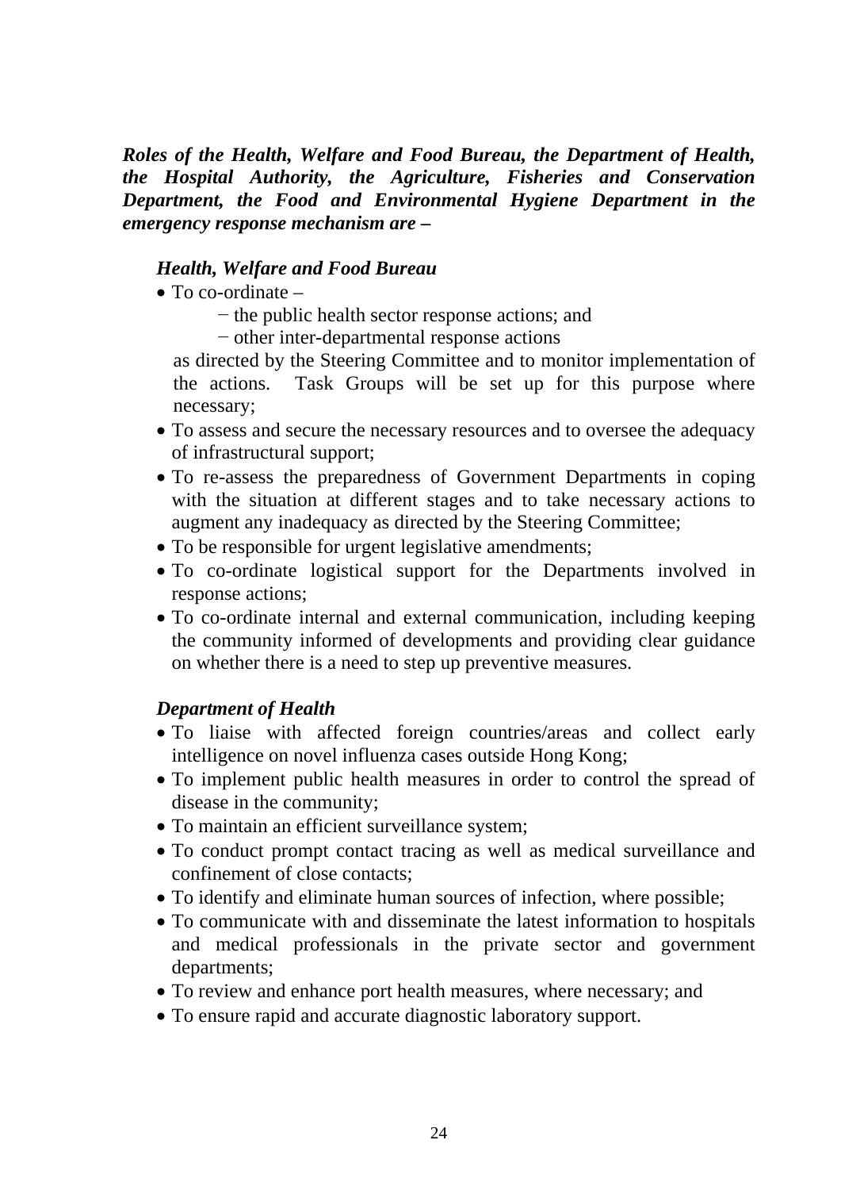***Roles of the Health, Welfare and Food Bureau, the Department of Health, the Hospital Authority, the Agriculture, Fisheries and Conservation Department, the Food and Environmental Hygiene Department in the emergency response mechanism are –***

***Health, Welfare and Food Bureau***

- To co-ordinate –
    - the public health sector response actions; and
    - other inter-departmental response actions

  as directed by the Steering Committee and to monitor implementation of the actions. Task Groups will be set up for this purpose where necessary;
- To assess and secure the necessary resources and to oversee the adequacy of infrastructural support;
- To re-assess the preparedness of Government Departments in coping with the situation at different stages and to take necessary actions to augment any inadequacy as directed by the Steering Committee;
- To be responsible for urgent legislative amendments;
- To co-ordinate logistical support for the Departments involved in response actions;
- To co-ordinate internal and external communication, including keeping the community informed of developments and providing clear guidance on whether there is a need to step up preventive measures.

***Department of Health***

- To liaise with affected foreign countries/areas and collect early intelligence on novel influenza cases outside Hong Kong;
- To implement public health measures in order to control the spread of disease in the community;
- To maintain an efficient surveillance system;
- To conduct prompt contact tracing as well as medical surveillance and confinement of close contacts;
- To identify and eliminate human sources of infection, where possible;
- To communicate with and disseminate the latest information to hospitals and medical professionals in the private sector and government departments;
- To review and enhance port health measures, where necessary; and
- To ensure rapid and accurate diagnostic laboratory support.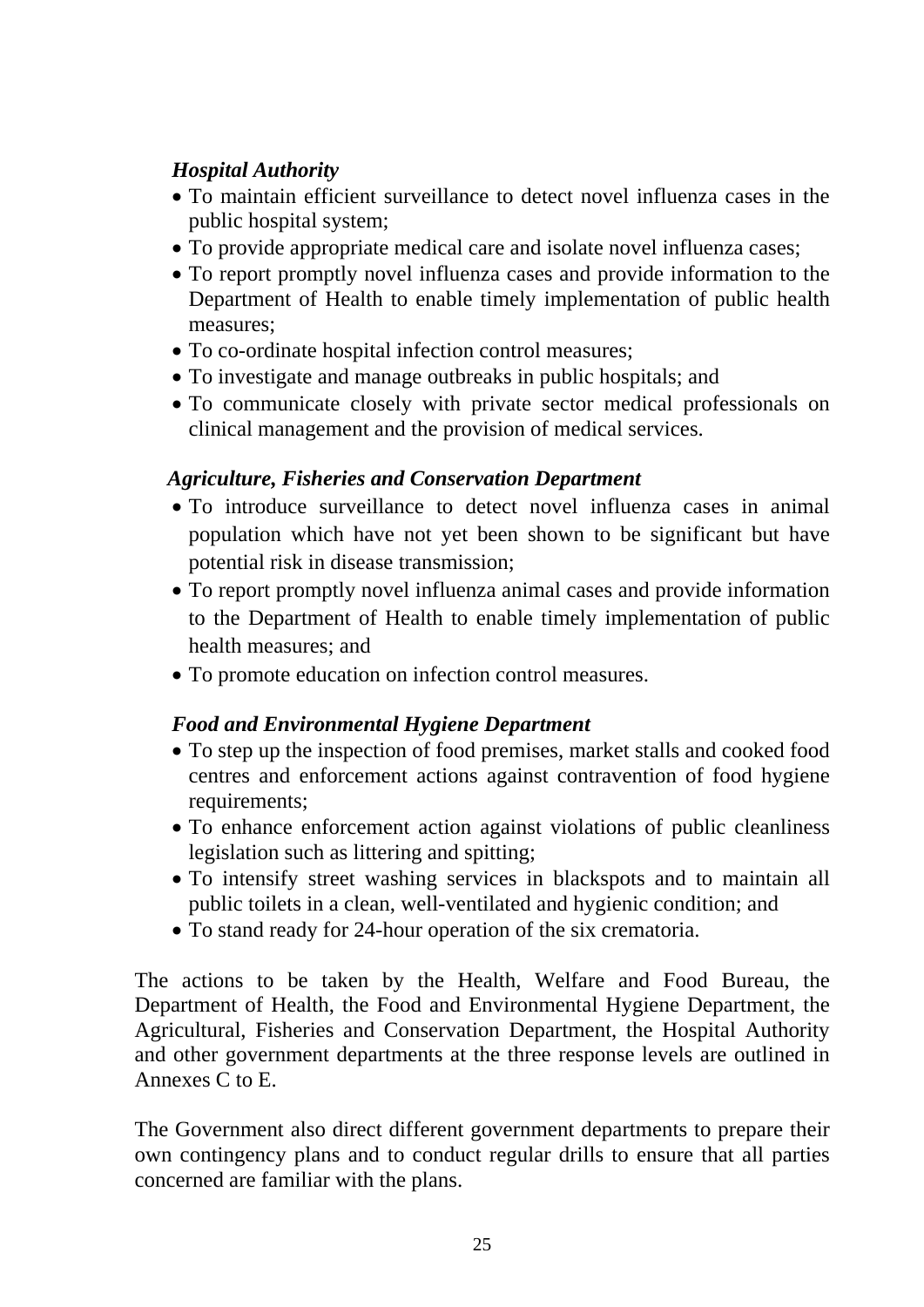*Hospital Authority*

- To maintain efficient surveillance to detect novel influenza cases in the public hospital system;
- To provide appropriate medical care and isolate novel influenza cases;
- To report promptly novel influenza cases and provide information to the Department of Health to enable timely implementation of public health measures;
- To co-ordinate hospital infection control measures;
- To investigate and manage outbreaks in public hospitals; and
- To communicate closely with private sector medical professionals on clinical management and the provision of medical services.

*Agriculture, Fisheries and Conservation Department*

- To introduce surveillance to detect novel influenza cases in animal population which have not yet been shown to be significant but have potential risk in disease transmission;
- To report promptly novel influenza animal cases and provide information to the Department of Health to enable timely implementation of public health measures; and
- To promote education on infection control measures.

*Food and Environmental Hygiene Department*

- To step up the inspection of food premises, market stalls and cooked food centres and enforcement actions against contravention of food hygiene requirements;
- To enhance enforcement action against violations of public cleanliness legislation such as littering and spitting;
- To intensify street washing services in blackspots and to maintain all public toilets in a clean, well-ventilated and hygienic condition; and
- To stand ready for 24-hour operation of the six crematoria.

The actions to be taken by the Health, Welfare and Food Bureau, the Department of Health, the Food and Environmental Hygiene Department, the Agricultural, Fisheries and Conservation Department, the Hospital Authority and other government departments at the three response levels are outlined in Annexes C to E.

The Government also direct different government departments to prepare their own contingency plans and to conduct regular drills to ensure that all parties concerned are familiar with the plans.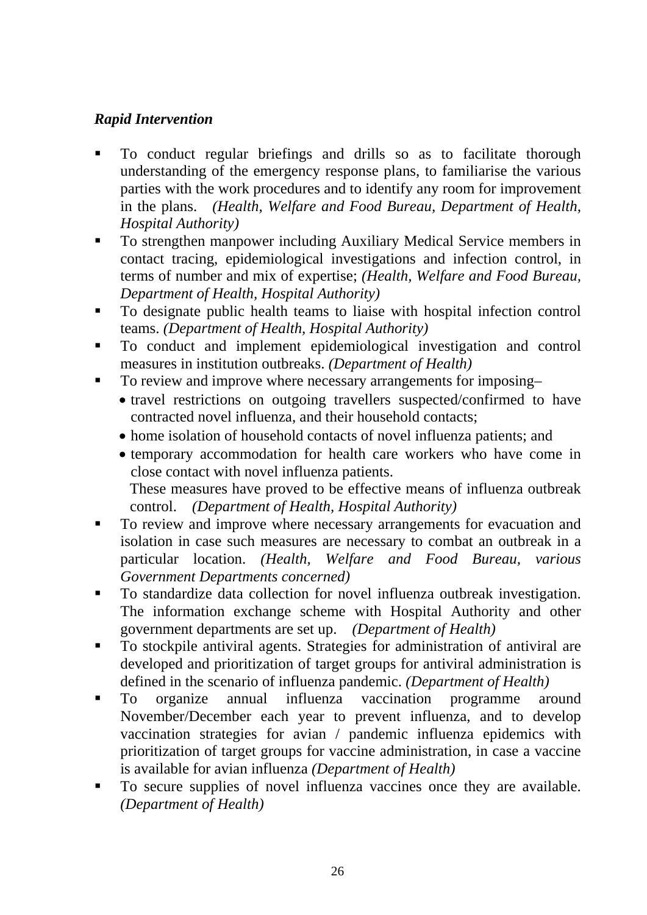***Rapid Intervention***

- To conduct regular briefings and drills so as to facilitate thorough understanding of the emergency response plans, to familiarise the various parties with the work procedures and to identify any room for improvement in the plans. *(Health, Welfare and Food Bureau, Department of Health, Hospital Authority)*
- To strengthen manpower including Auxiliary Medical Service members in contact tracing, epidemiological investigations and infection control, in terms of number and mix of expertise; *(Health, Welfare and Food Bureau, Department of Health, Hospital Authority)*
- To designate public health teams to liaise with hospital infection control teams. *(Department of Health, Hospital Authority)*
- To conduct and implement epidemiological investigation and control measures in institution outbreaks. *(Department of Health)*
- To review and improve where necessary arrangements for imposing–
  - travel restrictions on outgoing travellers suspected/confirmed to have contracted novel influenza, and their household contacts;
  - home isolation of household contacts of novel influenza patients; and
  - temporary accommodation for health care workers who have come in close contact with novel influenza patients.

  These measures have proved to be effective means of influenza outbreak control. *(Department of Health, Hospital Authority)*
- To review and improve where necessary arrangements for evacuation and isolation in case such measures are necessary to combat an outbreak in a particular location. *(Health, Welfare and Food Bureau, various Government Departments concerned)*
- To standardize data collection for novel influenza outbreak investigation. The information exchange scheme with Hospital Authority and other government departments are set up. *(Department of Health)*
- To stockpile antiviral agents. Strategies for administration of antiviral are developed and prioritization of target groups for antiviral administration is defined in the scenario of influenza pandemic. *(Department of Health)*
- To organize annual influenza vaccination programme around November/December each year to prevent influenza, and to develop vaccination strategies for avian / pandemic influenza epidemics with prioritization of target groups for vaccine administration, in case a vaccine is available for avian influenza *(Department of Health)*
- To secure supplies of novel influenza vaccines once they are available. *(Department of Health)*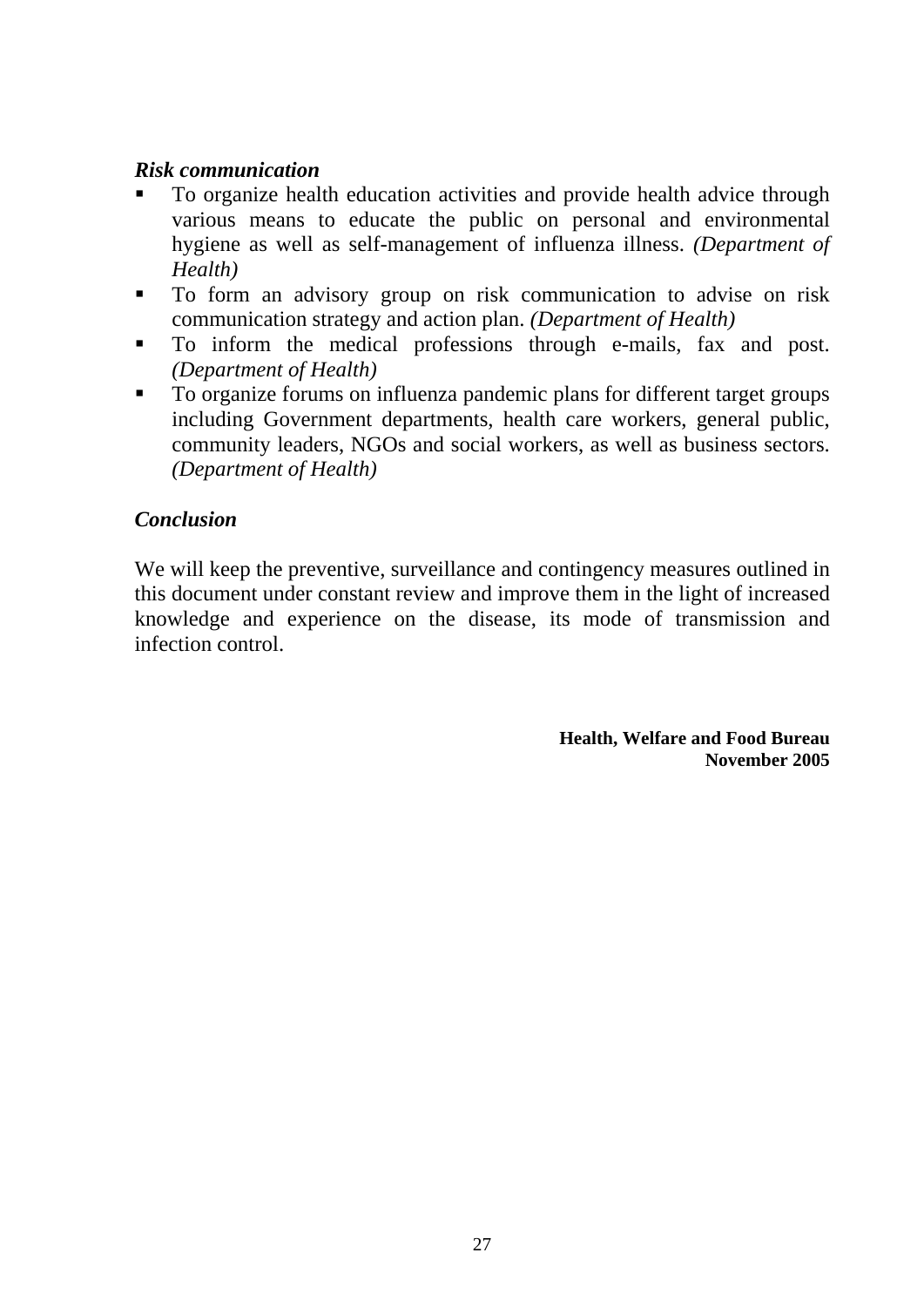***Risk communication***

- To organize health education activities and provide health advice through various means to educate the public on personal and environmental hygiene as well as self-management of influenza illness. *(Department of Health)*
- To form an advisory group on risk communication to advise on risk communication strategy and action plan. *(Department of Health)*
- To inform the medical professions through e-mails, fax and post. *(Department of Health)*
- To organize forums on influenza pandemic plans for different target groups including Government departments, health care workers, general public, community leaders, NGOs and social workers, as well as business sectors. *(Department of Health)*

***Conclusion***

We will keep the preventive, surveillance and contingency measures outlined in this document under constant review and improve them in the light of increased knowledge and experience on the disease, its mode of transmission and infection control.

**Health, Welfare and Food Bureau**
**November 2005**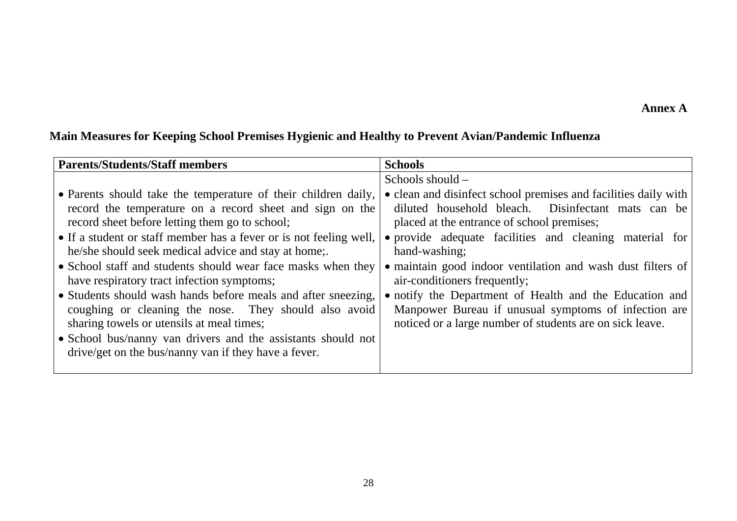**Annex A**

## Main Measures for Keeping School Premises Hygienic and Healthy to Prevent Avian/Pandemic Influenza

| Parents/Students/Staff members | Schools |
|---|---|
| • Parents should take the temperature of their children daily, record the temperature on a record sheet and sign on the record sheet before letting them go to school;<br>• If a student or staff member has a fever or is not feeling well, he/she should seek medical advice and stay at home;.<br>• School staff and students should wear face masks when they have respiratory tract infection symptoms;<br>• Students should wash hands before meals and after sneezing, coughing or cleaning the nose. They should also avoid sharing towels or utensils at meal times;<br>• School bus/nanny van drivers and the assistants should not drive/get on the bus/nanny van if they have a fever. | Schools should –<br>• clean and disinfect school premises and facilities daily with diluted household bleach. Disinfectant mats can be placed at the entrance of school premises;<br>• provide adequate facilities and cleaning material for hand-washing;<br>• maintain good indoor ventilation and wash dust filters of air-conditioners frequently;<br>• notify the Department of Health and the Education and Manpower Bureau if unusual symptoms of infection are noticed or a large number of students are on sick leave. |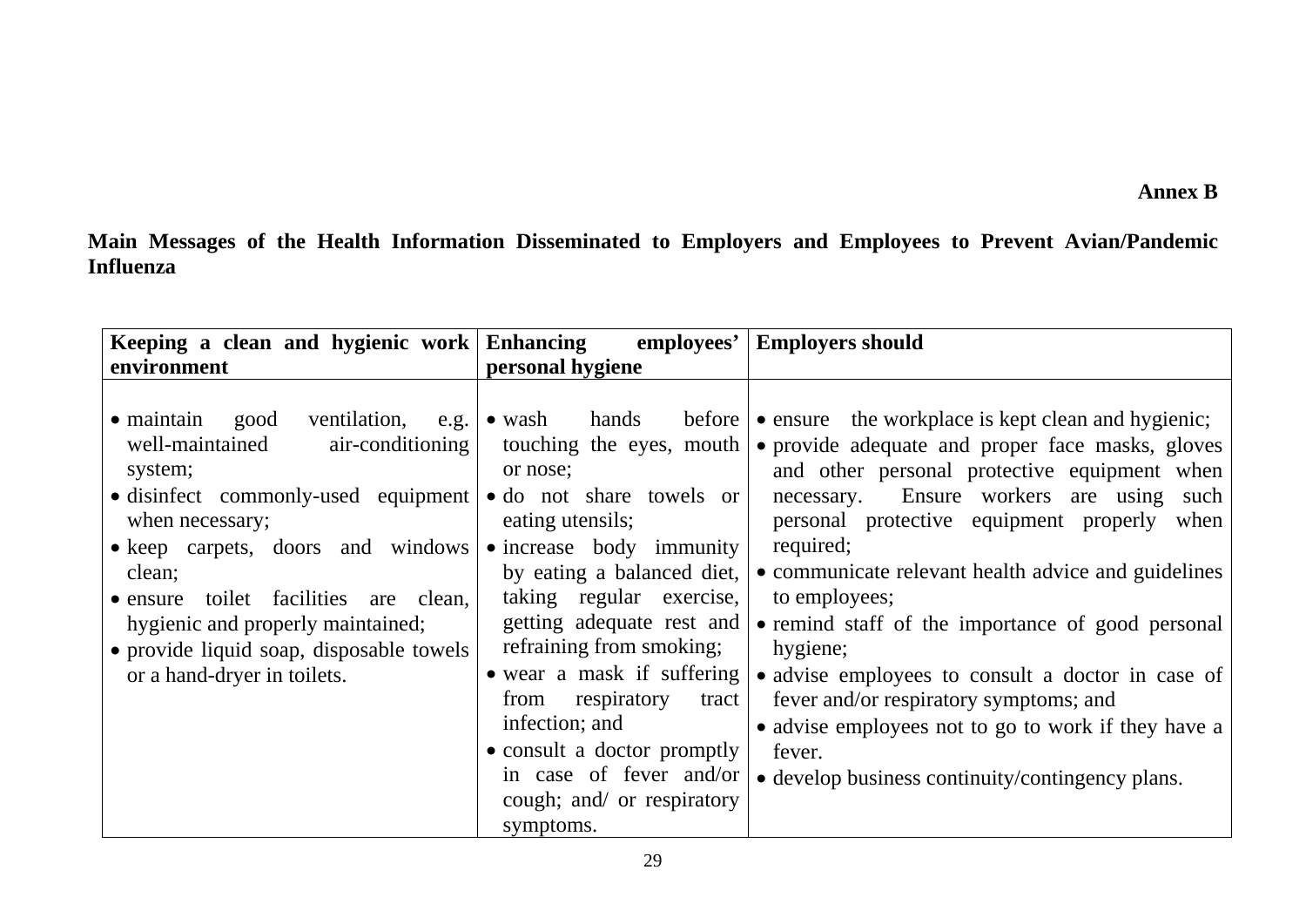**Annex B**

**Main Messages of the Health Information Disseminated to Employers and Employees to Prevent Avian/Pandemic Influenza**

| Keeping a clean and hygienic work environment | Enhancing employees' personal hygiene | Employers should |
|---|---|---|
| • maintain good ventilation, e.g. well-maintained air-conditioning system;<br>• disinfect commonly-used equipment when necessary;<br>• keep carpets, doors and windows clean;<br>• ensure toilet facilities are clean, hygienic and properly maintained;<br>• provide liquid soap, disposable towels or a hand-dryer in toilets. | • wash hands before touching the eyes, mouth or nose;<br>• do not share towels or eating utensils;<br>• increase body immunity by eating a balanced diet, taking regular exercise, getting adequate rest and refraining from smoking;<br>• wear a mask if suffering from respiratory tract infection; and<br>• consult a doctor promptly in case of fever and/or cough; and/ or respiratory symptoms. | • ensure the workplace is kept clean and hygienic;<br>• provide adequate and proper face masks, gloves and other personal protective equipment when necessary. Ensure workers are using such personal protective equipment properly when required;<br>• communicate relevant health advice and guidelines to employees;<br>• remind staff of the importance of good personal hygiene;<br>• advise employees to consult a doctor in case of fever and/or respiratory symptoms; and<br>• advise employees not to go to work if they have a fever.<br>• develop business continuity/contingency plans. |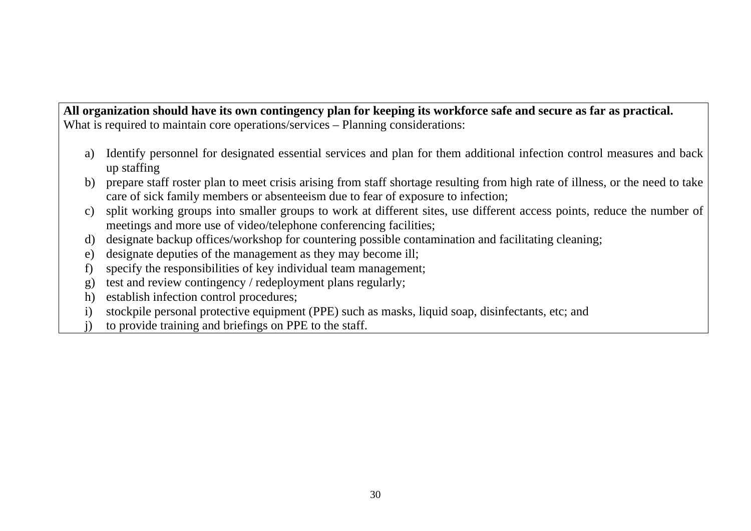**All organization should have its own contingency plan for keeping its workforce safe and secure as far as practical.**
What is required to maintain core operations/services – Planning considerations:

a) Identify personnel for designated essential services and plan for them additional infection control measures and back up staffing
b) prepare staff roster plan to meet crisis arising from staff shortage resulting from high rate of illness, or the need to take care of sick family members or absenteeism due to fear of exposure to infection;
c) split working groups into smaller groups to work at different sites, use different access points, reduce the number of meetings and more use of video/telephone conferencing facilities;
d) designate backup offices/workshop for countering possible contamination and facilitating cleaning;
e) designate deputies of the management as they may become ill;
f) specify the responsibilities of key individual team management;
g) test and review contingency / redeployment plans regularly;
h) establish infection control procedures;
i) stockpile personal protective equipment (PPE) such as masks, liquid soap, disinfectants, etc; and
j) to provide training and briefings on PPE to the staff.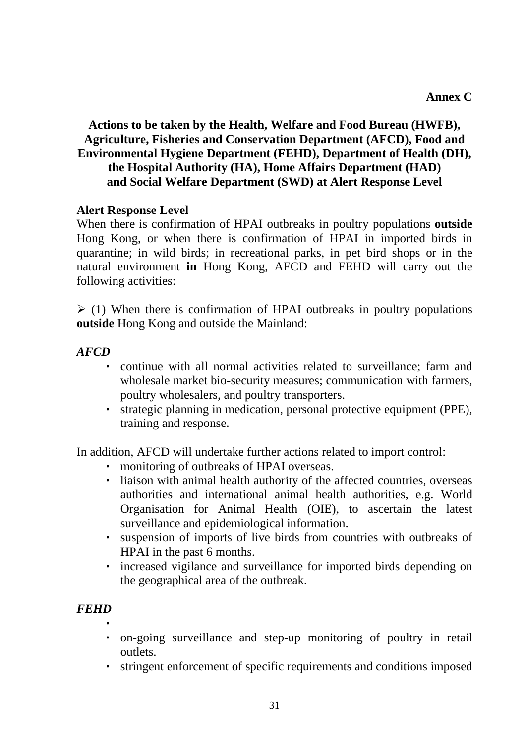**Annex C**

**Actions to be taken by the Health, Welfare and Food Bureau (HWFB), Agriculture, Fisheries and Conservation Department (AFCD), Food and Environmental Hygiene Department (FEHD), Department of Health (DH), the Hospital Authority (HA), Home Affairs Department (HAD) and Social Welfare Department (SWD) at Alert Response Level**

**Alert Response Level**

When there is confirmation of HPAI outbreaks in poultry populations **outside** Hong Kong, or when there is confirmation of HPAI in imported birds in quarantine; in wild birds; in recreational parks, in pet bird shops or in the natural environment **in** Hong Kong, AFCD and FEHD will carry out the following activities:

➢ (1) When there is confirmation of HPAI outbreaks in poultry populations **outside** Hong Kong and outside the Mainland:

***AFCD***

- continue with all normal activities related to surveillance; farm and wholesale market bio-security measures; communication with farmers, poultry wholesalers, and poultry transporters.
- strategic planning in medication, personal protective equipment (PPE), training and response.

In addition, AFCD will undertake further actions related to import control:

- monitoring of outbreaks of HPAI overseas.
- liaison with animal health authority of the affected countries, overseas authorities and international animal health authorities, e.g. World Organisation for Animal Health (OIE), to ascertain the latest surveillance and epidemiological information.
- suspension of imports of live birds from countries with outbreaks of HPAI in the past 6 months.
- increased vigilance and surveillance for imported birds depending on the geographical area of the outbreak.

***FEHD***

- 
- on-going surveillance and step-up monitoring of poultry in retail outlets.
- stringent enforcement of specific requirements and conditions imposed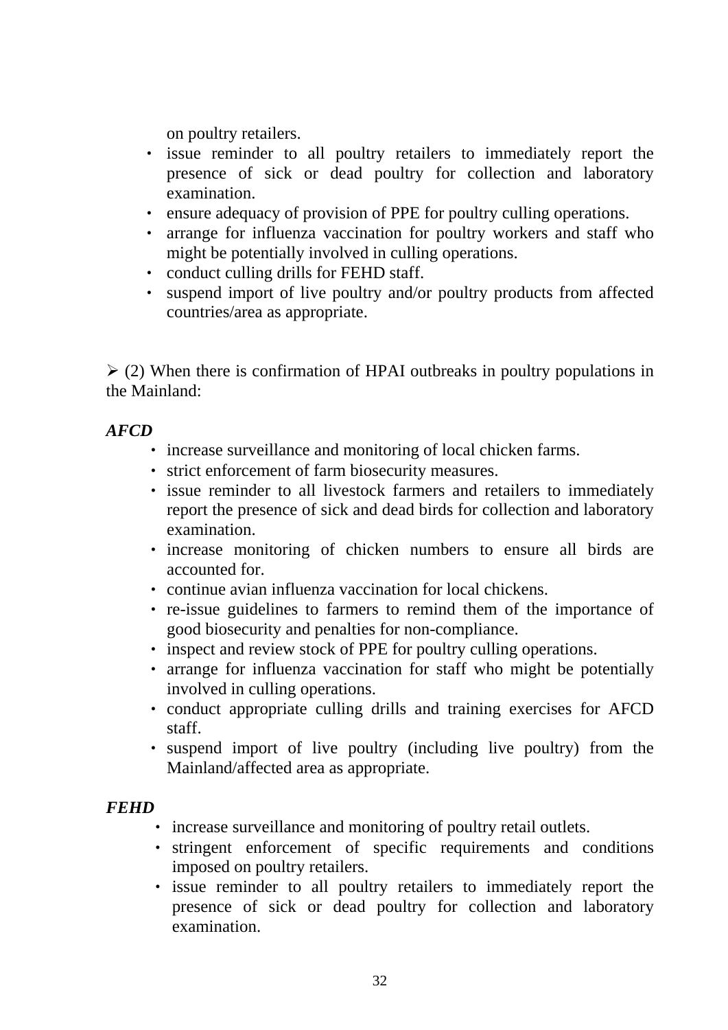on poultry retailers.

- issue reminder to all poultry retailers to immediately report the presence of sick or dead poultry for collection and laboratory examination.
- ensure adequacy of provision of PPE for poultry culling operations.
- arrange for influenza vaccination for poultry workers and staff who might be potentially involved in culling operations.
- conduct culling drills for FEHD staff.
- suspend import of live poultry and/or poultry products from affected countries/area as appropriate.

➢ (2) When there is confirmation of HPAI outbreaks in poultry populations in the Mainland:

***AFCD***

- increase surveillance and monitoring of local chicken farms.
- strict enforcement of farm biosecurity measures.
- issue reminder to all livestock farmers and retailers to immediately report the presence of sick and dead birds for collection and laboratory examination.
- increase monitoring of chicken numbers to ensure all birds are accounted for.
- continue avian influenza vaccination for local chickens.
- re-issue guidelines to farmers to remind them of the importance of good biosecurity and penalties for non-compliance.
- inspect and review stock of PPE for poultry culling operations.
- arrange for influenza vaccination for staff who might be potentially involved in culling operations.
- conduct appropriate culling drills and training exercises for AFCD staff.
- suspend import of live poultry (including live poultry) from the Mainland/affected area as appropriate.

***FEHD***

- increase surveillance and monitoring of poultry retail outlets.
- stringent enforcement of specific requirements and conditions imposed on poultry retailers.
- issue reminder to all poultry retailers to immediately report the presence of sick or dead poultry for collection and laboratory examination.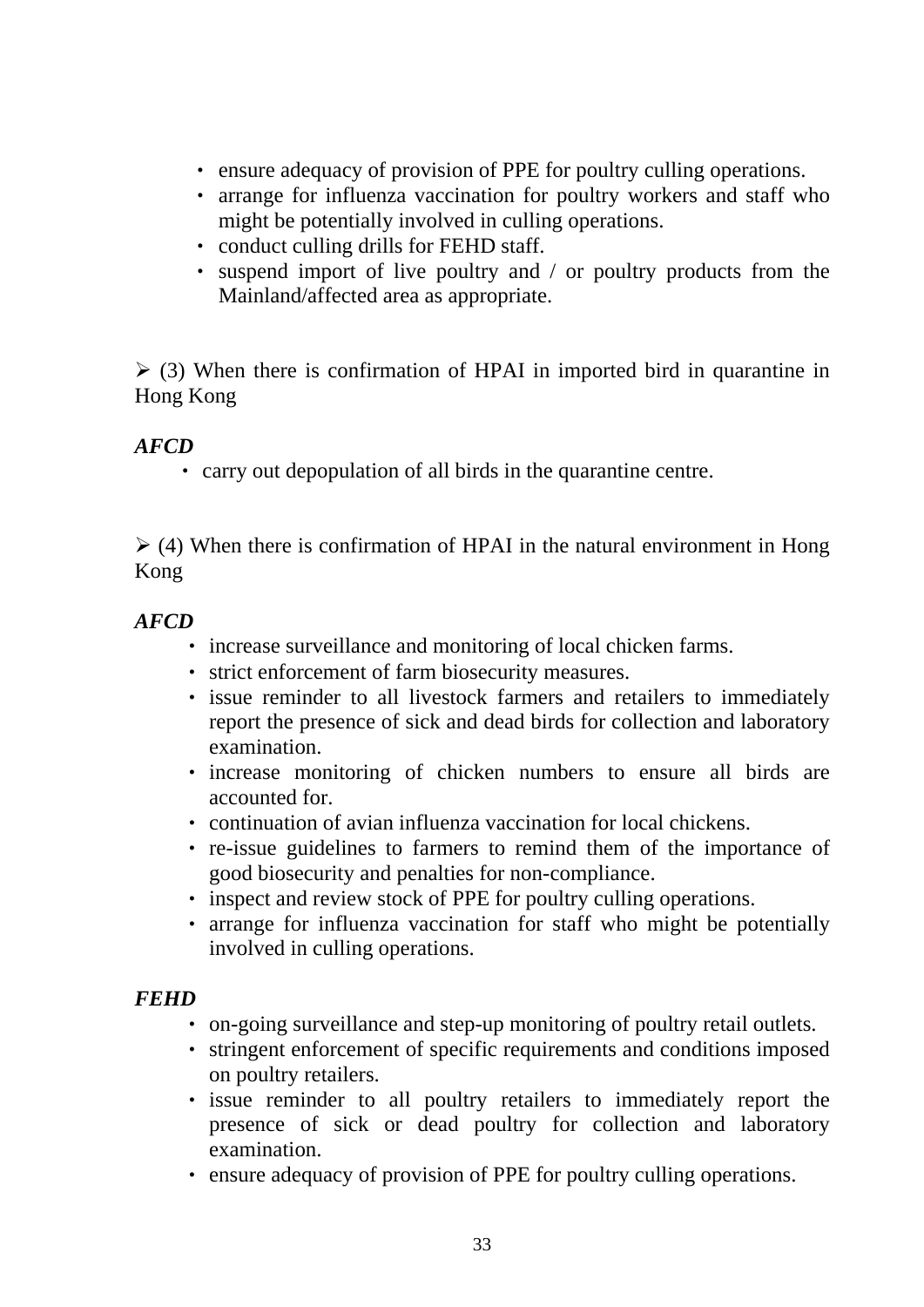- ensure adequacy of provision of PPE for poultry culling operations.
- arrange for influenza vaccination for poultry workers and staff who might be potentially involved in culling operations.
- conduct culling drills for FEHD staff.
- suspend import of live poultry and / or poultry products from the Mainland/affected area as appropriate.

➢ (3) When there is confirmation of HPAI in imported bird in quarantine in Hong Kong

***AFCD***

- carry out depopulation of all birds in the quarantine centre.

➢ (4) When there is confirmation of HPAI in the natural environment in Hong Kong

***AFCD***

- increase surveillance and monitoring of local chicken farms.
- strict enforcement of farm biosecurity measures.
- issue reminder to all livestock farmers and retailers to immediately report the presence of sick and dead birds for collection and laboratory examination.
- increase monitoring of chicken numbers to ensure all birds are accounted for.
- continuation of avian influenza vaccination for local chickens.
- re-issue guidelines to farmers to remind them of the importance of good biosecurity and penalties for non-compliance.
- inspect and review stock of PPE for poultry culling operations.
- arrange for influenza vaccination for staff who might be potentially involved in culling operations.

***FEHD***

- on-going surveillance and step-up monitoring of poultry retail outlets.
- stringent enforcement of specific requirements and conditions imposed on poultry retailers.
- issue reminder to all poultry retailers to immediately report the presence of sick or dead poultry for collection and laboratory examination.
- ensure adequacy of provision of PPE for poultry culling operations.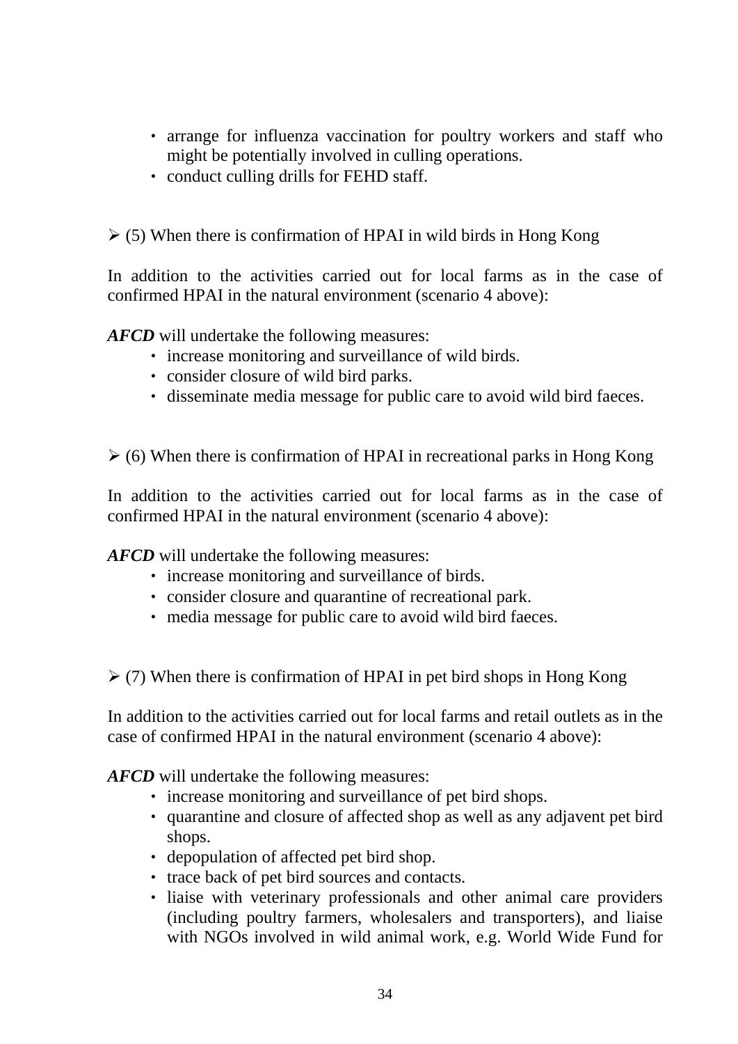- arrange for influenza vaccination for poultry workers and staff who might be potentially involved in culling operations.
- conduct culling drills for FEHD staff.

➢ (5) When there is confirmation of HPAI in wild birds in Hong Kong

In addition to the activities carried out for local farms as in the case of confirmed HPAI in the natural environment (scenario 4 above):

***AFCD*** will undertake the following measures:

- increase monitoring and surveillance of wild birds.
- consider closure of wild bird parks.
- disseminate media message for public care to avoid wild bird faeces.

➢ (6) When there is confirmation of HPAI in recreational parks in Hong Kong

In addition to the activities carried out for local farms as in the case of confirmed HPAI in the natural environment (scenario 4 above):

***AFCD*** will undertake the following measures:

- increase monitoring and surveillance of birds.
- consider closure and quarantine of recreational park.
- media message for public care to avoid wild bird faeces.

➢ (7) When there is confirmation of HPAI in pet bird shops in Hong Kong

In addition to the activities carried out for local farms and retail outlets as in the case of confirmed HPAI in the natural environment (scenario 4 above):

***AFCD*** will undertake the following measures:

- increase monitoring and surveillance of pet bird shops.
- quarantine and closure of affected shop as well as any adjavent pet bird shops.
- depopulation of affected pet bird shop.
- trace back of pet bird sources and contacts.
- liaise with veterinary professionals and other animal care providers (including poultry farmers, wholesalers and transporters), and liaise with NGOs involved in wild animal work, e.g. World Wide Fund for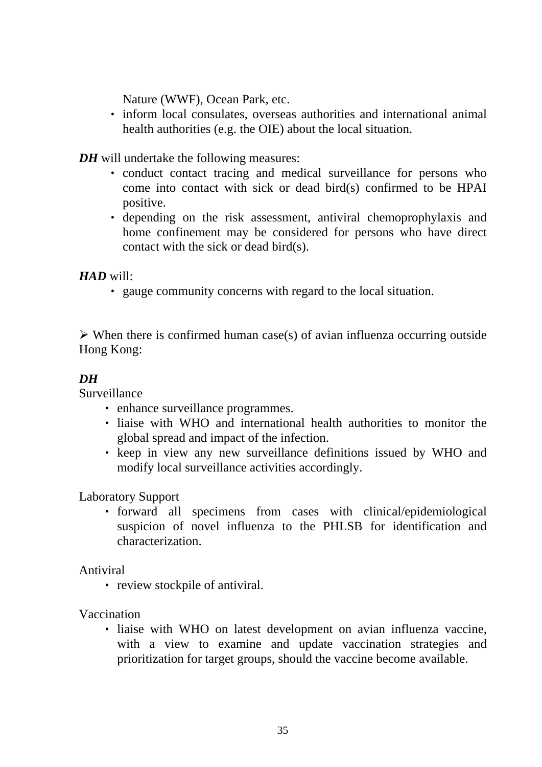Nature (WWF), Ocean Park, etc.

- inform local consulates, overseas authorities and international animal health authorities (e.g. the OIE) about the local situation.

***DH*** will undertake the following measures:

- conduct contact tracing and medical surveillance for persons who come into contact with sick or dead bird(s) confirmed to be HPAI positive.
- depending on the risk assessment, antiviral chemoprophylaxis and home confinement may be considered for persons who have direct contact with the sick or dead bird(s).

***HAD*** will:

- gauge community concerns with regard to the local situation.

➢ When there is confirmed human case(s) of avian influenza occurring outside Hong Kong:

***DH***

Surveillance

- enhance surveillance programmes.
- liaise with WHO and international health authorities to monitor the global spread and impact of the infection.
- keep in view any new surveillance definitions issued by WHO and modify local surveillance activities accordingly.

Laboratory Support

- forward all specimens from cases with clinical/epidemiological suspicion of novel influenza to the PHLSB for identification and characterization.

Antiviral

- review stockpile of antiviral.

Vaccination

- liaise with WHO on latest development on avian influenza vaccine, with a view to examine and update vaccination strategies and prioritization for target groups, should the vaccine become available.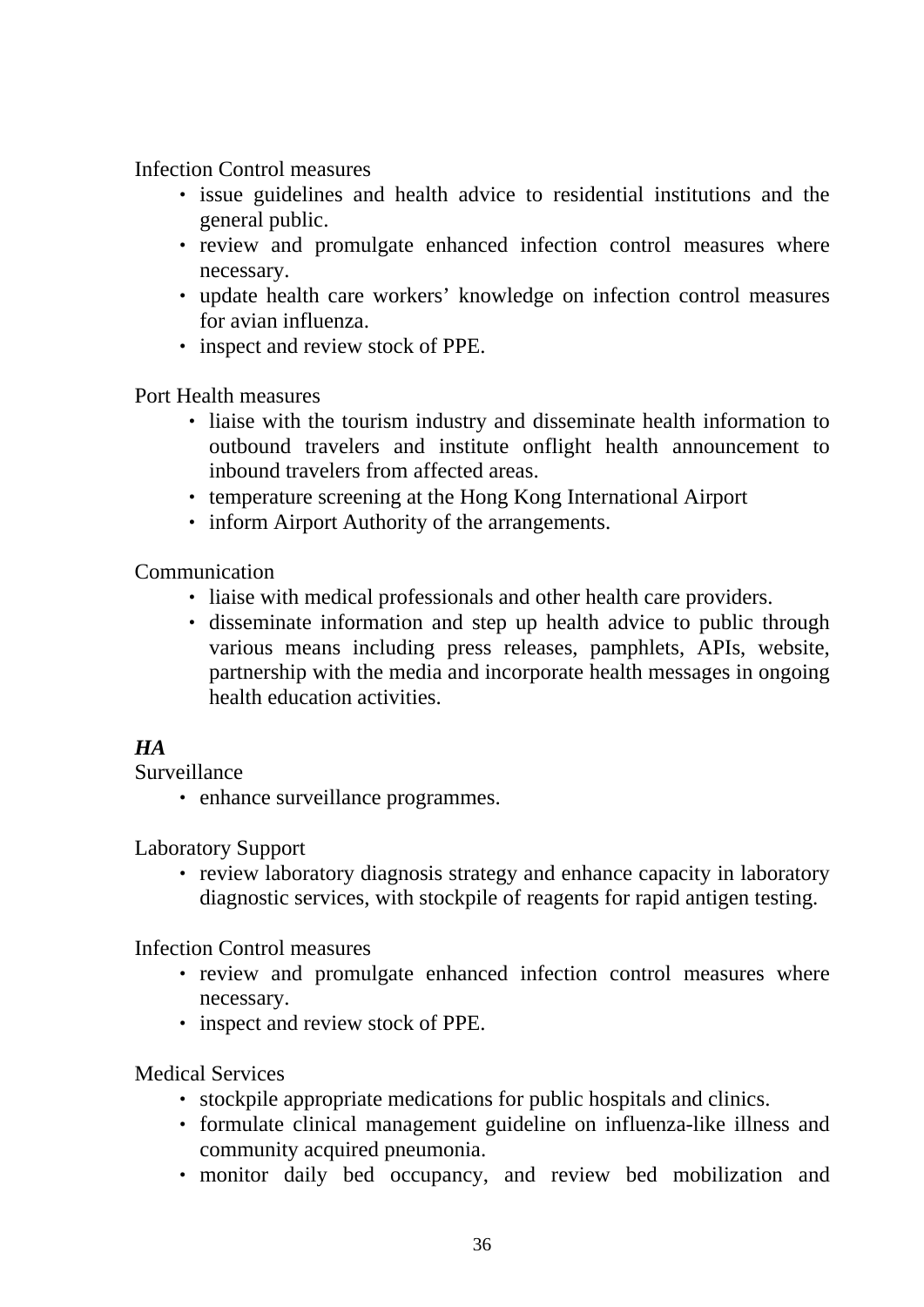Infection Control measures

- issue guidelines and health advice to residential institutions and the general public.
- review and promulgate enhanced infection control measures where necessary.
- update health care workers' knowledge on infection control measures for avian influenza.
- inspect and review stock of PPE.

Port Health measures

- liaise with the tourism industry and disseminate health information to outbound travelers and institute onflight health announcement to inbound travelers from affected areas.
- temperature screening at the Hong Kong International Airport
- inform Airport Authority of the arrangements.

Communication

- liaise with medical professionals and other health care providers.
- disseminate information and step up health advice to public through various means including press releases, pamphlets, APIs, website, partnership with the media and incorporate health messages in ongoing health education activities.

***HA***

Surveillance

- enhance surveillance programmes.

Laboratory Support

- review laboratory diagnosis strategy and enhance capacity in laboratory diagnostic services, with stockpile of reagents for rapid antigen testing.

Infection Control measures

- review and promulgate enhanced infection control measures where necessary.
- inspect and review stock of PPE.

Medical Services

- stockpile appropriate medications for public hospitals and clinics.
- formulate clinical management guideline on influenza-like illness and community acquired pneumonia.
- monitor daily bed occupancy, and review bed mobilization and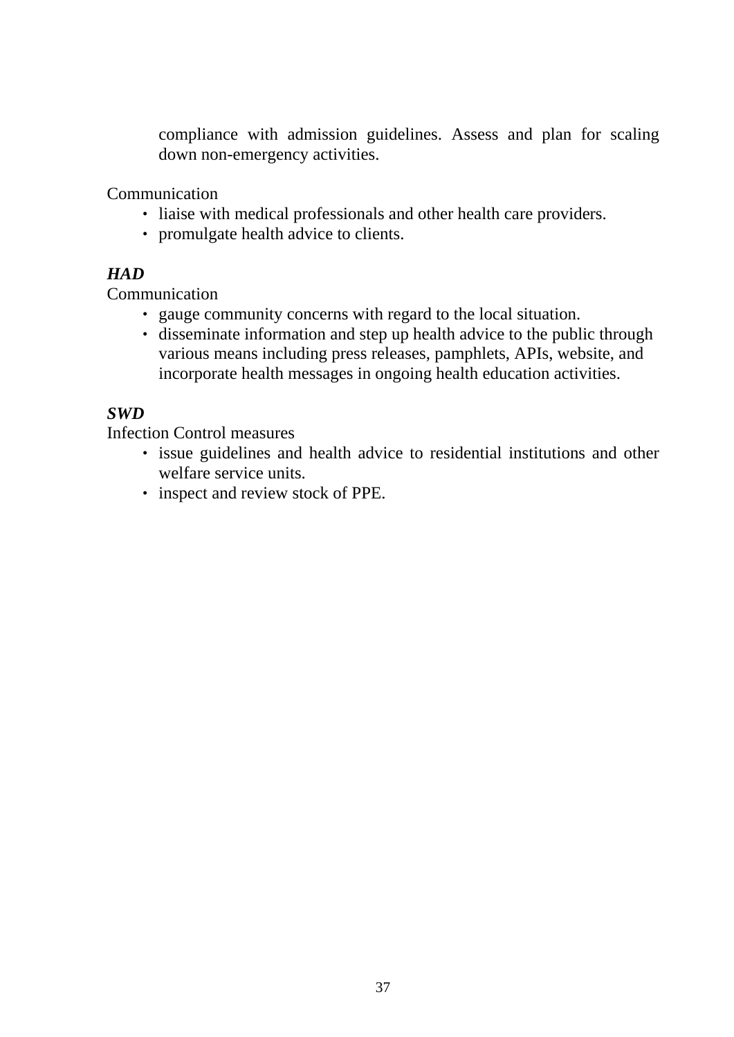compliance with admission guidelines. Assess and plan for scaling down non-emergency activities.

Communication

- liaise with medical professionals and other health care providers.
- promulgate health advice to clients.

***HAD***

Communication

- gauge community concerns with regard to the local situation.
- disseminate information and step up health advice to the public through various means including press releases, pamphlets, APIs, website, and incorporate health messages in ongoing health education activities.

***SWD***

Infection Control measures

- issue guidelines and health advice to residential institutions and other welfare service units.
- inspect and review stock of PPE.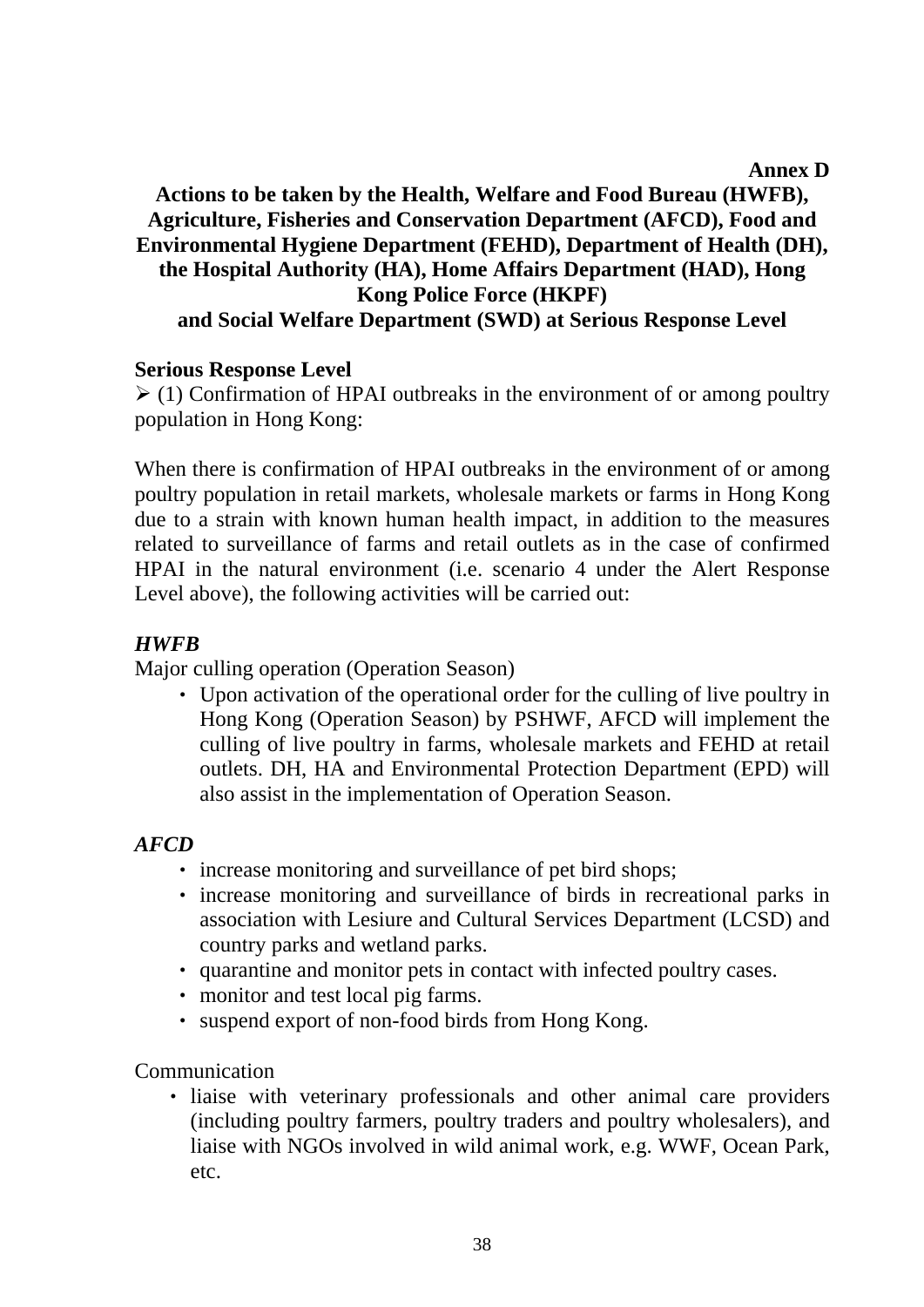**Annex D**

## Actions to be taken by the Health, Welfare and Food Bureau (HWFB), Agriculture, Fisheries and Conservation Department (AFCD), Food and Environmental Hygiene Department (FEHD), Department of Health (DH), the Hospital Authority (HA), Home Affairs Department (HAD), Hong Kong Police Force (HKPF) and Social Welfare Department (SWD) at Serious Response Level

**Serious Response Level**

➢ (1) Confirmation of HPAI outbreaks in the environment of or among poultry population in Hong Kong:

When there is confirmation of HPAI outbreaks in the environment of or among poultry population in retail markets, wholesale markets or farms in Hong Kong due to a strain with known human health impact, in addition to the measures related to surveillance of farms and retail outlets as in the case of confirmed HPAI in the natural environment (i.e. scenario 4 under the Alert Response Level above), the following activities will be carried out:

***HWFB***

Major culling operation (Operation Season)

- Upon activation of the operational order for the culling of live poultry in Hong Kong (Operation Season) by PSHWF, AFCD will implement the culling of live poultry in farms, wholesale markets and FEHD at retail outlets. DH, HA and Environmental Protection Department (EPD) will also assist in the implementation of Operation Season.

***AFCD***

- increase monitoring and surveillance of pet bird shops;
- increase monitoring and surveillance of birds in recreational parks in association with Lesiure and Cultural Services Department (LCSD) and country parks and wetland parks.
- quarantine and monitor pets in contact with infected poultry cases.
- monitor and test local pig farms.
- suspend export of non-food birds from Hong Kong.

Communication

- liaise with veterinary professionals and other animal care providers (including poultry farmers, poultry traders and poultry wholesalers), and liaise with NGOs involved in wild animal work, e.g. WWF, Ocean Park, etc.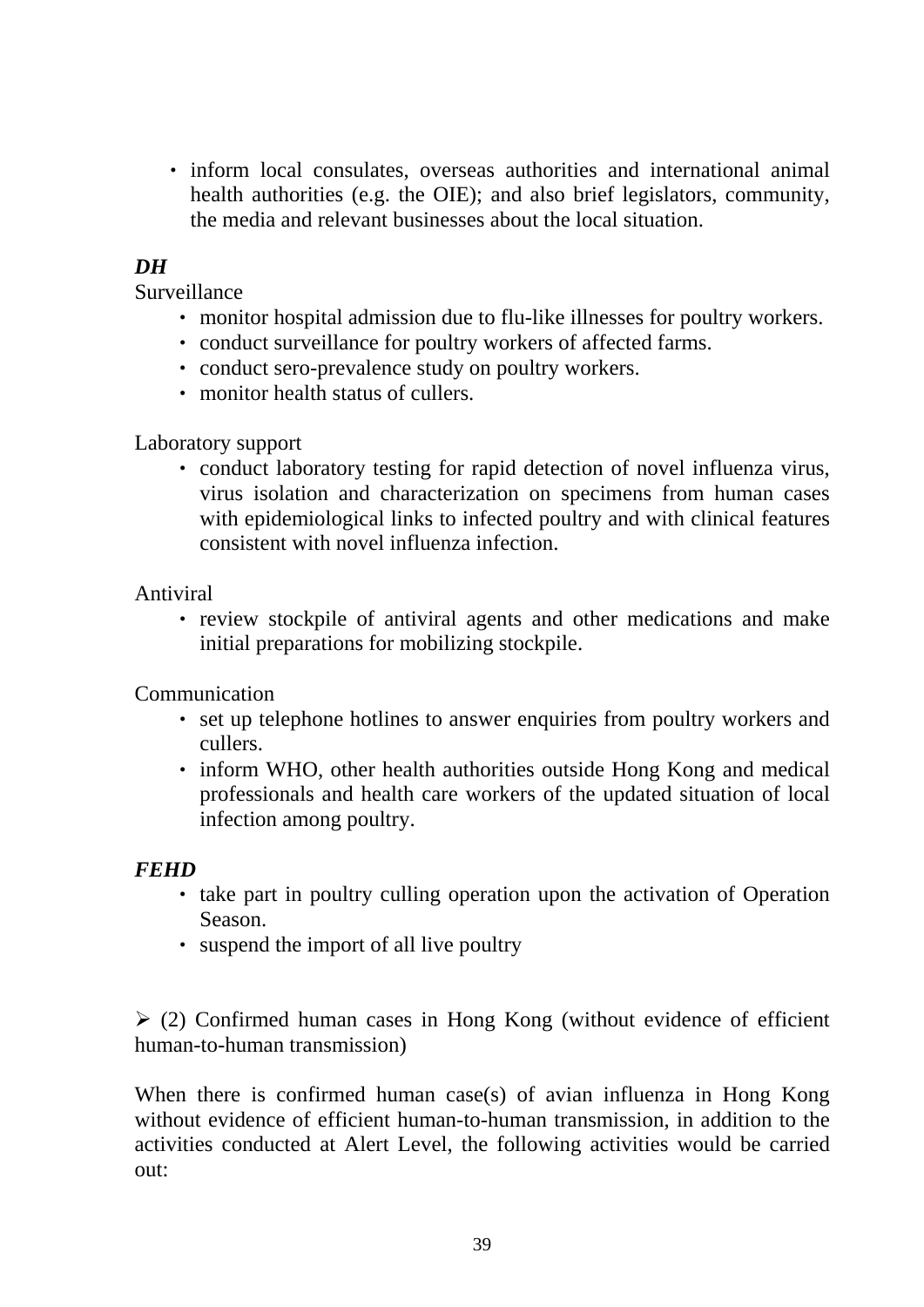- inform local consulates, overseas authorities and international animal health authorities (e.g. the OIE); and also brief legislators, community, the media and relevant businesses about the local situation.

***DH***

Surveillance

- monitor hospital admission due to flu-like illnesses for poultry workers.
- conduct surveillance for poultry workers of affected farms.
- conduct sero-prevalence study on poultry workers.
- monitor health status of cullers.

Laboratory support

- conduct laboratory testing for rapid detection of novel influenza virus, virus isolation and characterization on specimens from human cases with epidemiological links to infected poultry and with clinical features consistent with novel influenza infection.

Antiviral

- review stockpile of antiviral agents and other medications and make initial preparations for mobilizing stockpile.

Communication

- set up telephone hotlines to answer enquiries from poultry workers and cullers.
- inform WHO, other health authorities outside Hong Kong and medical professionals and health care workers of the updated situation of local infection among poultry.

***FEHD***

- take part in poultry culling operation upon the activation of Operation Season.
- suspend the import of all live poultry

➢ (2) Confirmed human cases in Hong Kong (without evidence of efficient human-to-human transmission)

When there is confirmed human case(s) of avian influenza in Hong Kong without evidence of efficient human-to-human transmission, in addition to the activities conducted at Alert Level, the following activities would be carried out: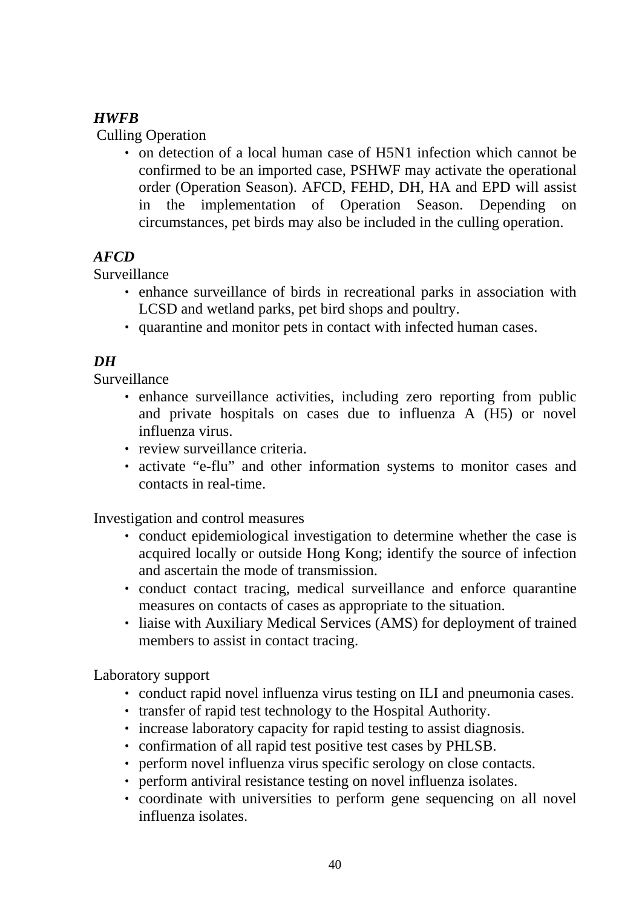***HWFB***

Culling Operation

- on detection of a local human case of H5N1 infection which cannot be confirmed to be an imported case, PSHWF may activate the operational order (Operation Season). AFCD, FEHD, DH, HA and EPD will assist in the implementation of Operation Season. Depending on circumstances, pet birds may also be included in the culling operation.

***AFCD***

Surveillance

- enhance surveillance of birds in recreational parks in association with LCSD and wetland parks, pet bird shops and poultry.
- quarantine and monitor pets in contact with infected human cases.

***DH***

Surveillance

- enhance surveillance activities, including zero reporting from public and private hospitals on cases due to influenza A (H5) or novel influenza virus.
- review surveillance criteria.
- activate "e-flu" and other information systems to monitor cases and contacts in real-time.

Investigation and control measures

- conduct epidemiological investigation to determine whether the case is acquired locally or outside Hong Kong; identify the source of infection and ascertain the mode of transmission.
- conduct contact tracing, medical surveillance and enforce quarantine measures on contacts of cases as appropriate to the situation.
- liaise with Auxiliary Medical Services (AMS) for deployment of trained members to assist in contact tracing.

Laboratory support

- conduct rapid novel influenza virus testing on ILI and pneumonia cases.
- transfer of rapid test technology to the Hospital Authority.
- increase laboratory capacity for rapid testing to assist diagnosis.
- confirmation of all rapid test positive test cases by PHLSB.
- perform novel influenza virus specific serology on close contacts.
- perform antiviral resistance testing on novel influenza isolates.
- coordinate with universities to perform gene sequencing on all novel influenza isolates.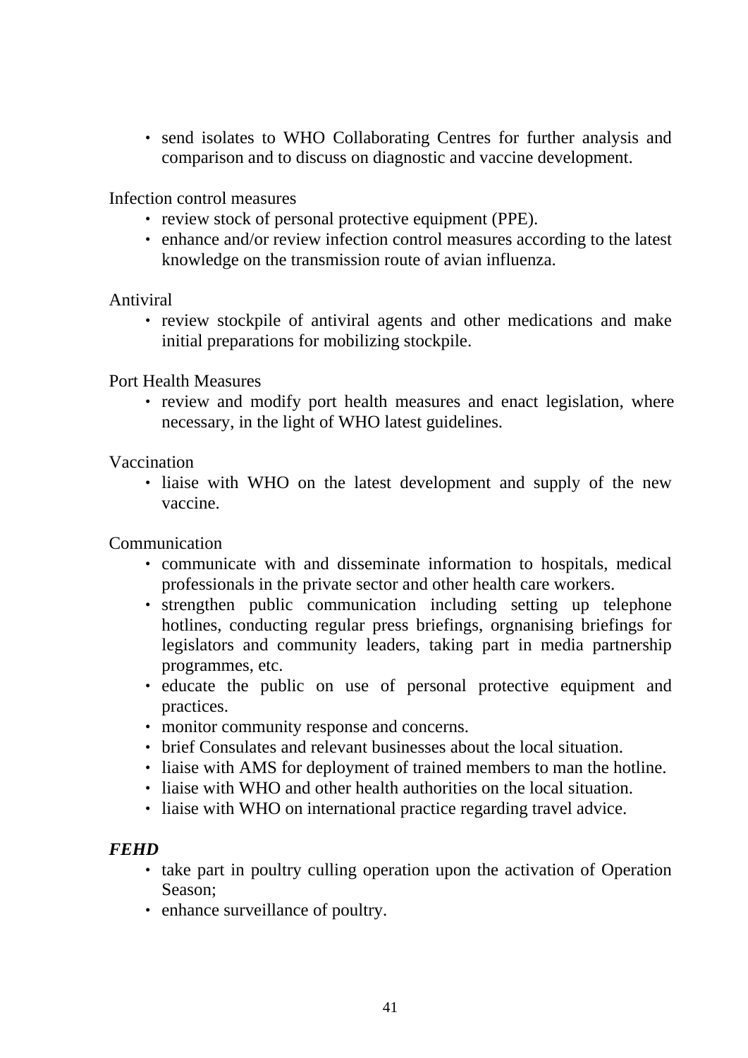- send isolates to WHO Collaborating Centres for further analysis and comparison and to discuss on diagnostic and vaccine development.

Infection control measures

- review stock of personal protective equipment (PPE).
- enhance and/or review infection control measures according to the latest knowledge on the transmission route of avian influenza.

Antiviral

- review stockpile of antiviral agents and other medications and make initial preparations for mobilizing stockpile.

Port Health Measures

- review and modify port health measures and enact legislation, where necessary, in the light of WHO latest guidelines.

Vaccination

- liaise with WHO on the latest development and supply of the new vaccine.

Communication

- communicate with and disseminate information to hospitals, medical professionals in the private sector and other health care workers.
- strengthen public communication including setting up telephone hotlines, conducting regular press briefings, orgnanising briefings for legislators and community leaders, taking part in media partnership programmes, etc.
- educate the public on use of personal protective equipment and practices.
- monitor community response and concerns.
- brief Consulates and relevant businesses about the local situation.
- liaise with AMS for deployment of trained members to man the hotline.
- liaise with WHO and other health authorities on the local situation.
- liaise with WHO on international practice regarding travel advice.

***FEHD***

- take part in poultry culling operation upon the activation of Operation Season;
- enhance surveillance of poultry.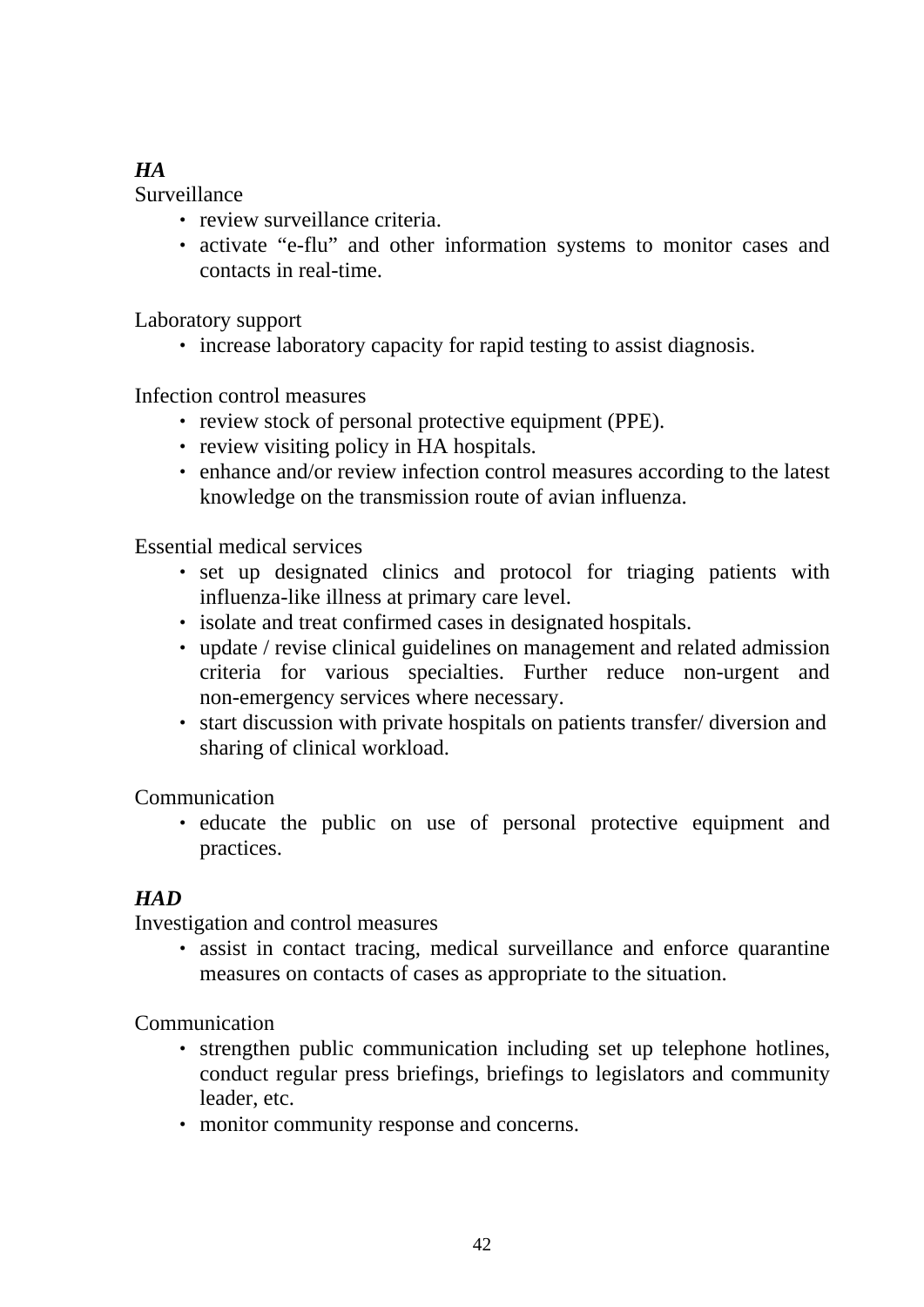***HA***

Surveillance

- review surveillance criteria.
- activate "e-flu" and other information systems to monitor cases and contacts in real-time.

Laboratory support

- increase laboratory capacity for rapid testing to assist diagnosis.

Infection control measures

- review stock of personal protective equipment (PPE).
- review visiting policy in HA hospitals.
- enhance and/or review infection control measures according to the latest knowledge on the transmission route of avian influenza.

Essential medical services

- set up designated clinics and protocol for triaging patients with influenza-like illness at primary care level.
- isolate and treat confirmed cases in designated hospitals.
- update / revise clinical guidelines on management and related admission criteria for various specialties. Further reduce non-urgent and non-emergency services where necessary.
- start discussion with private hospitals on patients transfer/ diversion and sharing of clinical workload.

Communication

- educate the public on use of personal protective equipment and practices.

***HAD***

Investigation and control measures

- assist in contact tracing, medical surveillance and enforce quarantine measures on contacts of cases as appropriate to the situation.

Communication

- strengthen public communication including set up telephone hotlines, conduct regular press briefings, briefings to legislators and community leader, etc.
- monitor community response and concerns.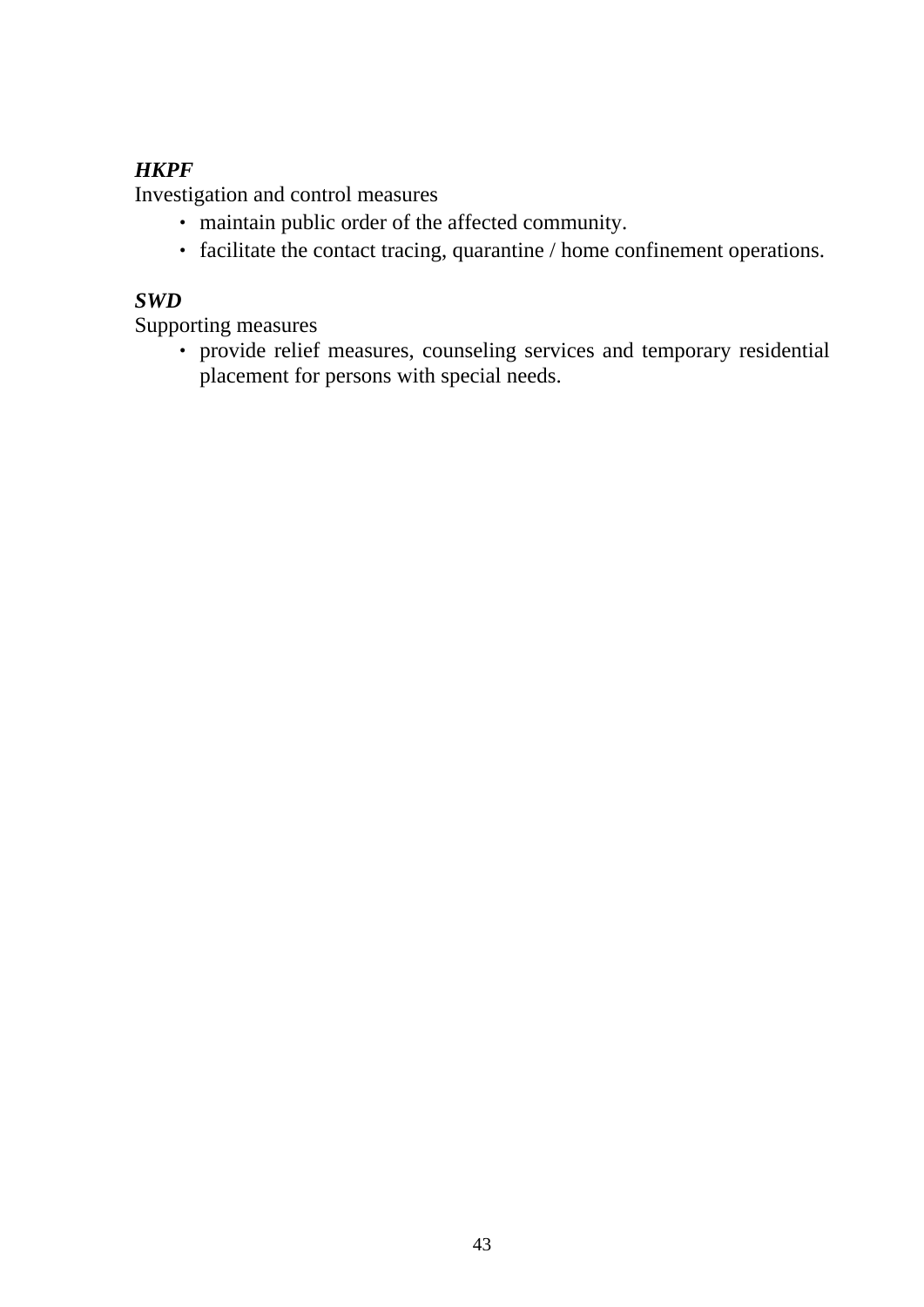***HKPF***

Investigation and control measures

- maintain public order of the affected community.
- facilitate the contact tracing, quarantine / home confinement operations.

***SWD***

Supporting measures

- provide relief measures, counseling services and temporary residential placement for persons with special needs.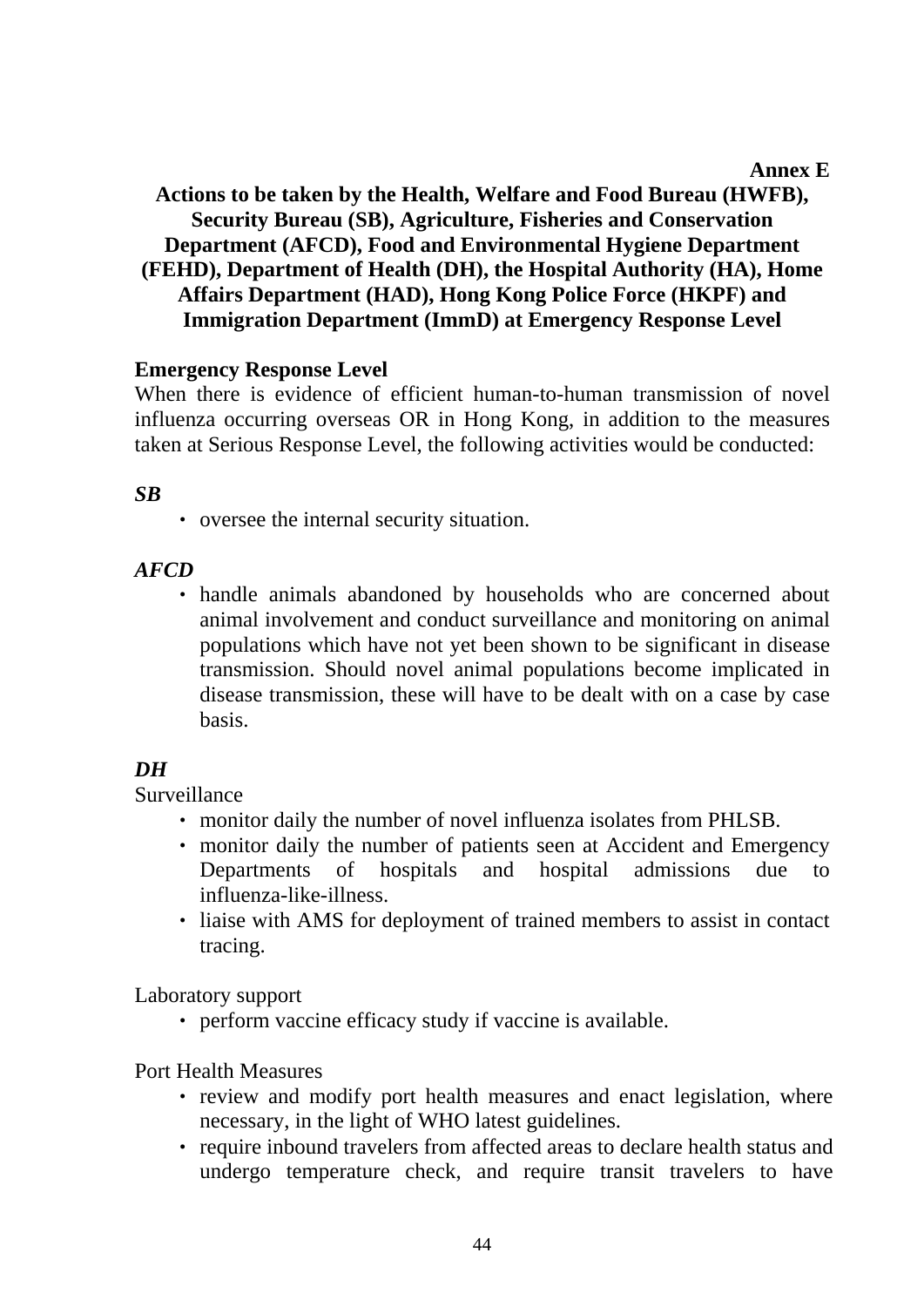**Annex E**

# Actions to be taken by the Health, Welfare and Food Bureau (HWFB), Security Bureau (SB), Agriculture, Fisheries and Conservation Department (AFCD), Food and Environmental Hygiene Department (FEHD), Department of Health (DH), the Hospital Authority (HA), Home Affairs Department (HAD), Hong Kong Police Force (HKPF) and Immigration Department (ImmD) at Emergency Response Level

## Emergency Response Level

When there is evidence of efficient human-to-human transmission of novel influenza occurring overseas OR in Hong Kong, in addition to the measures taken at Serious Response Level, the following activities would be conducted:

***SB***

- oversee the internal security situation.

***AFCD***

- handle animals abandoned by households who are concerned about animal involvement and conduct surveillance and monitoring on animal populations which have not yet been shown to be significant in disease transmission. Should novel animal populations become implicated in disease transmission, these will have to be dealt with on a case by case basis.

***DH***

Surveillance

- monitor daily the number of novel influenza isolates from PHLSB.
- monitor daily the number of patients seen at Accident and Emergency Departments of hospitals and hospital admissions due to influenza-like-illness.
- liaise with AMS for deployment of trained members to assist in contact tracing.

Laboratory support

- perform vaccine efficacy study if vaccine is available.

Port Health Measures

- review and modify port health measures and enact legislation, where necessary, in the light of WHO latest guidelines.
- require inbound travelers from affected areas to declare health status and undergo temperature check, and require transit travelers to have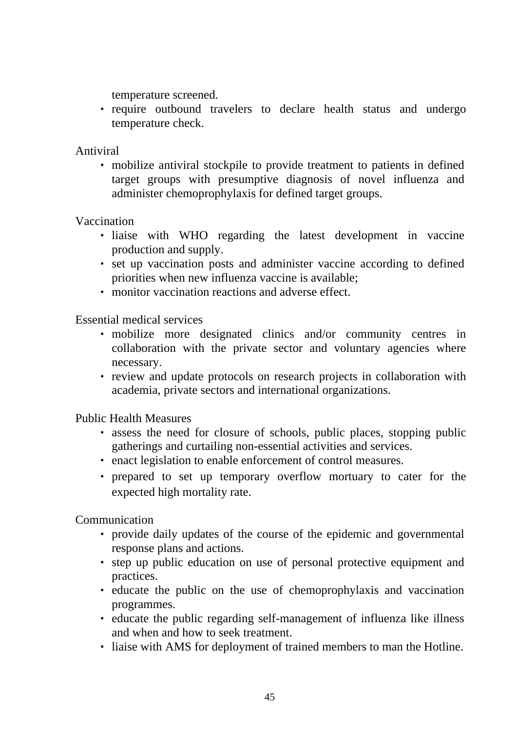temperature screened.

- require outbound travelers to declare health status and undergo temperature check.

Antiviral

- mobilize antiviral stockpile to provide treatment to patients in defined target groups with presumptive diagnosis of novel influenza and administer chemoprophylaxis for defined target groups.

Vaccination

- liaise with WHO regarding the latest development in vaccine production and supply.
- set up vaccination posts and administer vaccine according to defined priorities when new influenza vaccine is available;
- monitor vaccination reactions and adverse effect.

Essential medical services

- mobilize more designated clinics and/or community centres in collaboration with the private sector and voluntary agencies where necessary.
- review and update protocols on research projects in collaboration with academia, private sectors and international organizations.

Public Health Measures

- assess the need for closure of schools, public places, stopping public gatherings and curtailing non-essential activities and services.
- enact legislation to enable enforcement of control measures.
- prepared to set up temporary overflow mortuary to cater for the expected high mortality rate.

Communication

- provide daily updates of the course of the epidemic and governmental response plans and actions.
- step up public education on use of personal protective equipment and practices.
- educate the public on the use of chemoprophylaxis and vaccination programmes.
- educate the public regarding self-management of influenza like illness and when and how to seek treatment.
- liaise with AMS for deployment of trained members to man the Hotline.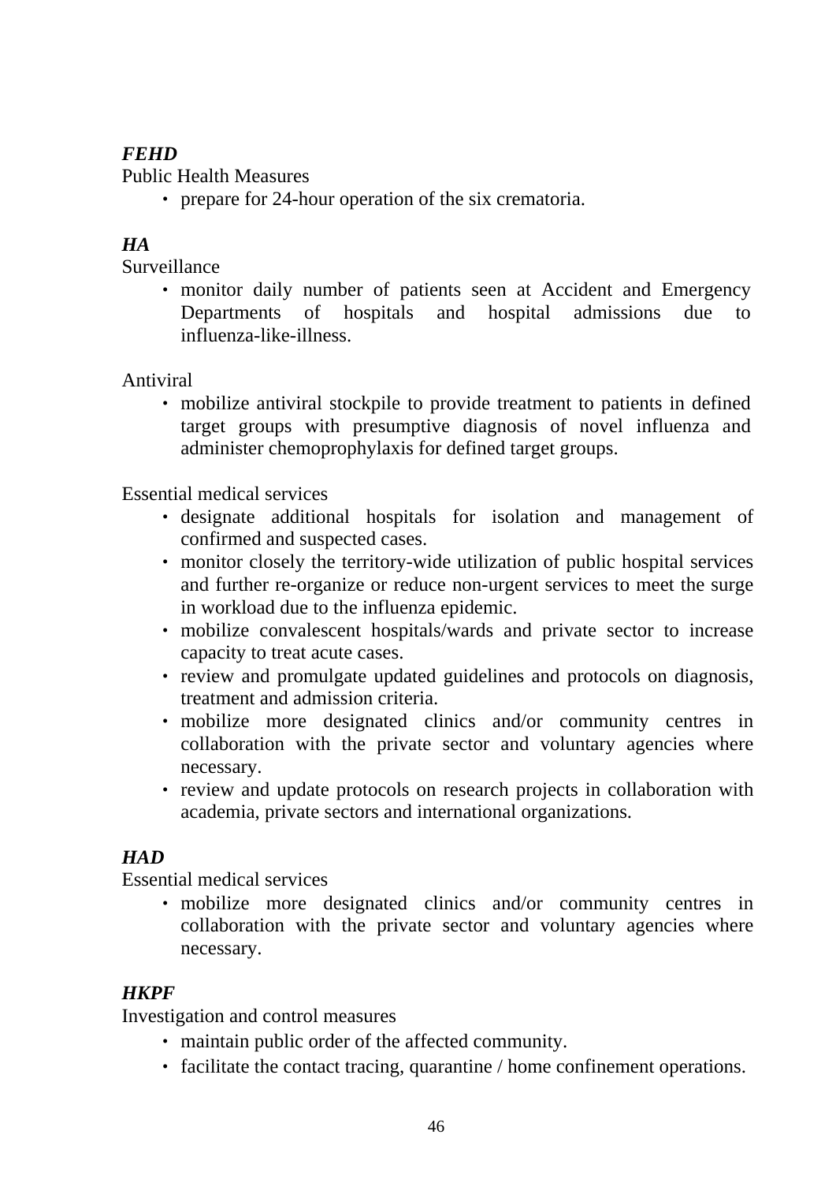***FEHD***

Public Health Measures

- prepare for 24-hour operation of the six crematoria.

***HA***

Surveillance

- monitor daily number of patients seen at Accident and Emergency Departments of hospitals and hospital admissions due to influenza-like-illness.

Antiviral

- mobilize antiviral stockpile to provide treatment to patients in defined target groups with presumptive diagnosis of novel influenza and administer chemoprophylaxis for defined target groups.

Essential medical services

- designate additional hospitals for isolation and management of confirmed and suspected cases.
- monitor closely the territory-wide utilization of public hospital services and further re-organize or reduce non-urgent services to meet the surge in workload due to the influenza epidemic.
- mobilize convalescent hospitals/wards and private sector to increase capacity to treat acute cases.
- review and promulgate updated guidelines and protocols on diagnosis, treatment and admission criteria.
- mobilize more designated clinics and/or community centres in collaboration with the private sector and voluntary agencies where necessary.
- review and update protocols on research projects in collaboration with academia, private sectors and international organizations.

***HAD***

Essential medical services

- mobilize more designated clinics and/or community centres in collaboration with the private sector and voluntary agencies where necessary.

***HKPF***

Investigation and control measures

- maintain public order of the affected community.
- facilitate the contact tracing, quarantine / home confinement operations.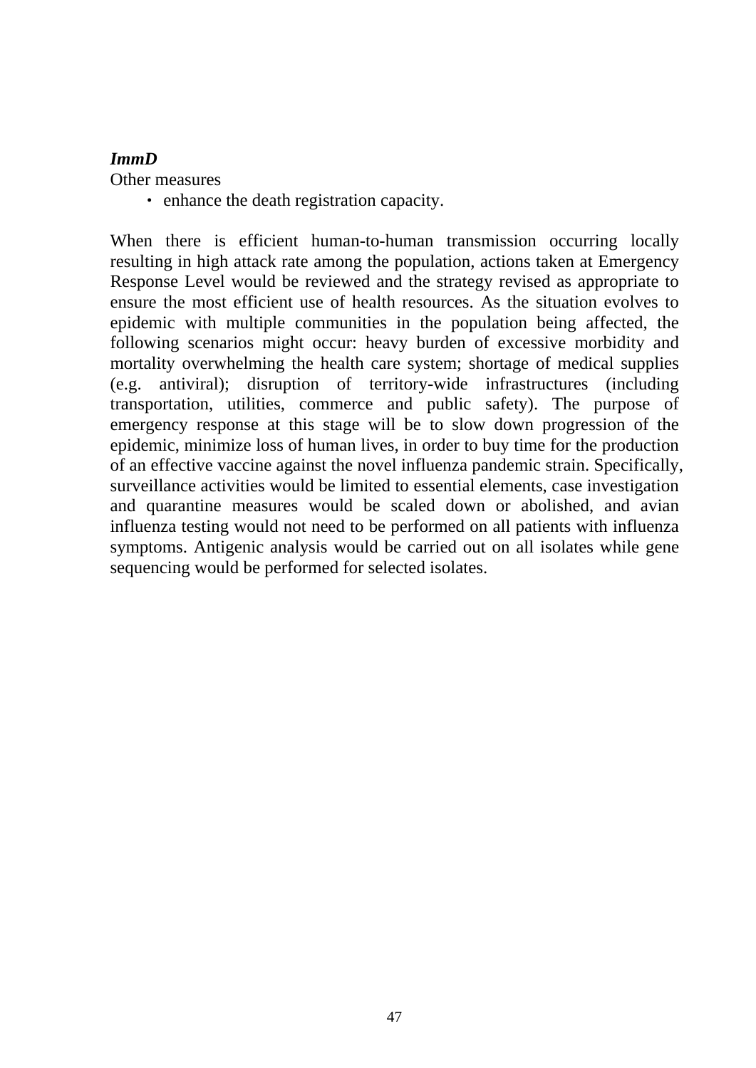***ImmD***

Other measures

- enhance the death registration capacity.

When there is efficient human-to-human transmission occurring locally resulting in high attack rate among the population, actions taken at Emergency Response Level would be reviewed and the strategy revised as appropriate to ensure the most efficient use of health resources. As the situation evolves to epidemic with multiple communities in the population being affected, the following scenarios might occur: heavy burden of excessive morbidity and mortality overwhelming the health care system; shortage of medical supplies (e.g. antiviral); disruption of territory-wide infrastructures (including transportation, utilities, commerce and public safety). The purpose of emergency response at this stage will be to slow down progression of the epidemic, minimize loss of human lives, in order to buy time for the production of an effective vaccine against the novel influenza pandemic strain. Specifically, surveillance activities would be limited to essential elements, case investigation and quarantine measures would be scaled down or abolished, and avian influenza testing would not need to be performed on all patients with influenza symptoms. Antigenic analysis would be carried out on all isolates while gene sequencing would be performed for selected isolates.